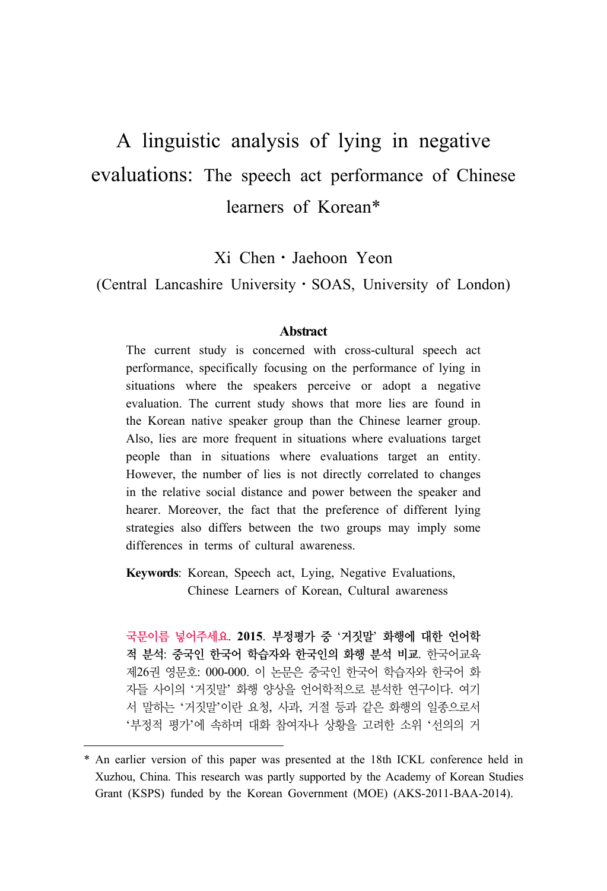# A linguistic analysis of lying in negative evaluations: The speech act performance of Chinese learners of Korean*

Xi Chen · Jaehoon Yeon

(Central Lancashire University · SOAS, University of London)

### Abstract

The current study is concerned with cross-cultural speech act performance, specifically focusing on the performance of lying in situations where the speakers perceive or adopt a negative evaluation. The current study shows that more lies are found in the Korean native speaker group than the Chinese learner group. Also, lies are more frequent in situations where evaluations target people than in situations where evaluations target an entity. However, the number of lies is not directly correlated to changes in the relative social distance and power between the speaker and hearer. Moreover, the fact that the preference of different lying strategies also differs between the two groups may imply some differences in terms of cultural awareness.

**Keywords**: Korean, Speech act, Lying, Negative Evaluations, Chinese Learners of Korean, Cultural awareness

국문이름 넣어주세요. **2015**. **부정평가 중 '거짓말' 화행에 대한 언어학적 분석: 중국인 한국어 학습자와 한국인의 화행 분석 비교**. 한국어교육 제26권 영문호: 000-000. 이 논문은 중국인 한국어 학습자와 한국어 화자들 사이의 '거짓말' 화행 양상을 언어학적으로 분석한 연구이다. 여기서 말하는 '거짓말'이란 요청, 사과, 거절 등과 같은 화행의 일종으로서 '부정적 평가'에 속하며 대화 참여자나 상황을 고려한 소위 '선의의 거

---

* An earlier version of this paper was presented at the 18th ICKL conference held in Xuzhou, China. This research was partly supported by the Academy of Korean Studies Grant (KSPS) funded by the Korean Government (MOE) (AKS-2011-BAA-2014).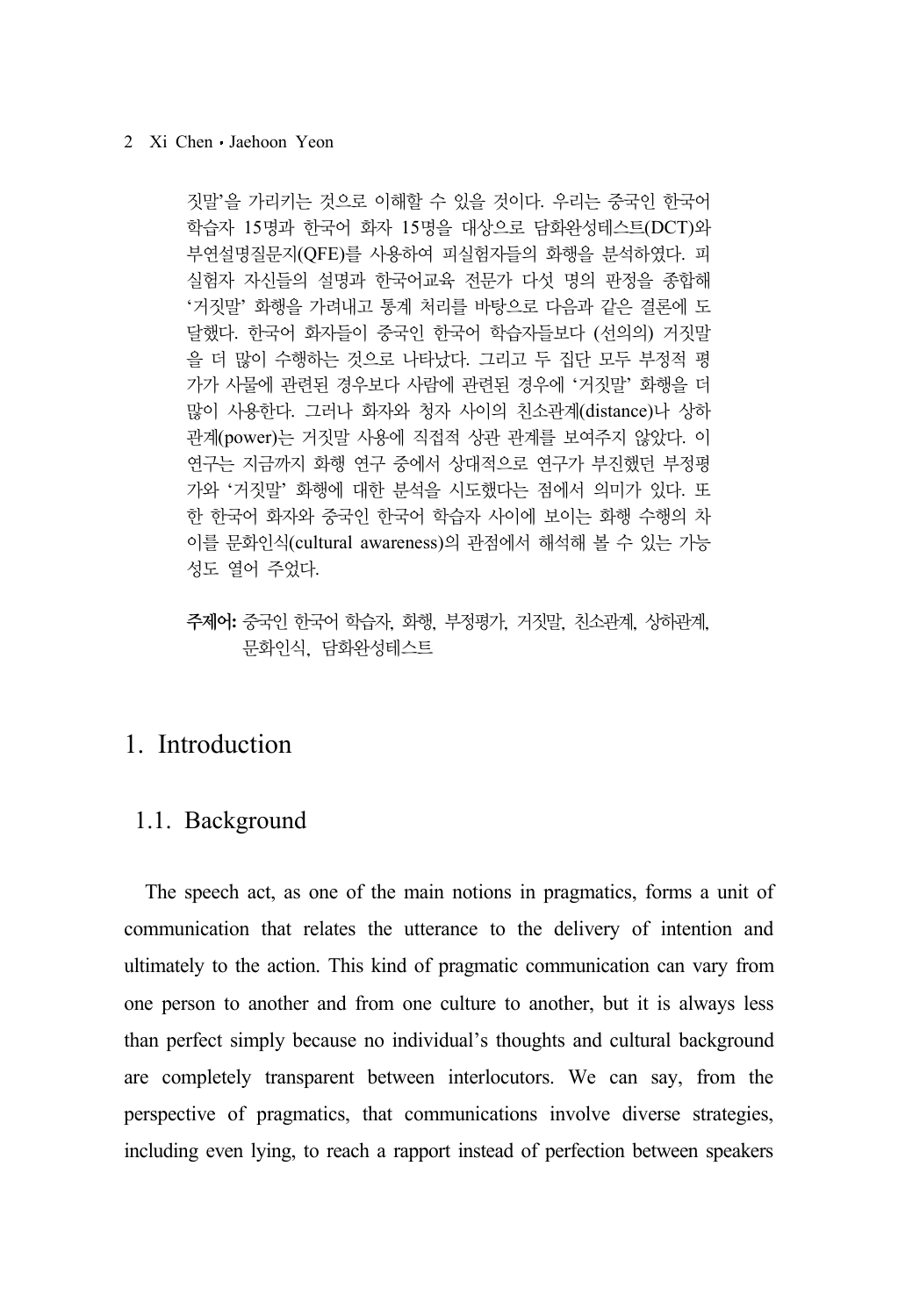짓말'을 가리키는 것으로 이해할 수 있을 것이다. 우리는 중국인 한국어 학습자 15명과 한국어 화자 15명을 대상으로 담화완성테스트(DCT)와 부연설명질문지(QFE)를 사용하여 피실험자들의 화행을 분석하였다. 피실험자 자신들의 설명과 한국어교육 전문가 다섯 명의 판정을 종합해 '거짓말' 화행을 가려내고 통계 처리를 바탕으로 다음과 같은 결론에 도달했다. 한국어 화자들이 중국인 한국어 학습자들보다 (선의의) 거짓말을 더 많이 수행하는 것으로 나타났다. 그리고 두 집단 모두 부정적 평가가 사물에 관련된 경우보다 사람에 관련된 경우에 '거짓말' 화행을 더 많이 사용한다. 그러나 화자와 청자 사이의 친소관계(distance)나 상하관계(power)는 거짓말 사용에 직접적 상관 관계를 보여주지 않았다. 이 연구는 지금까지 화행 연구 중에서 상대적으로 연구가 부진했던 부정평가와 '거짓말' 화행에 대한 분석을 시도했다는 점에서 의미가 있다. 또한 한국어 화자와 중국인 한국어 학습자 사이에 보이는 화행 수행의 차이를 문화인식(cultural awareness)의 관점에서 해석해 볼 수 있는 가능성도 열어 주었다.

**주제어:** 중국인 한국어 학습자, 화행, 부정평가, 거짓말, 친소관계, 상하관계, 문화인식, 담화완성테스트

# 1. Introduction

## 1.1. Background

The speech act, as one of the main notions in pragmatics, forms a unit of communication that relates the utterance to the delivery of intention and ultimately to the action. This kind of pragmatic communication can vary from one person to another and from one culture to another, but it is always less than perfect simply because no individual's thoughts and cultural background are completely transparent between interlocutors. We can say, from the perspective of pragmatics, that communications involve diverse strategies, including even lying, to reach a rapport instead of perfection between speakers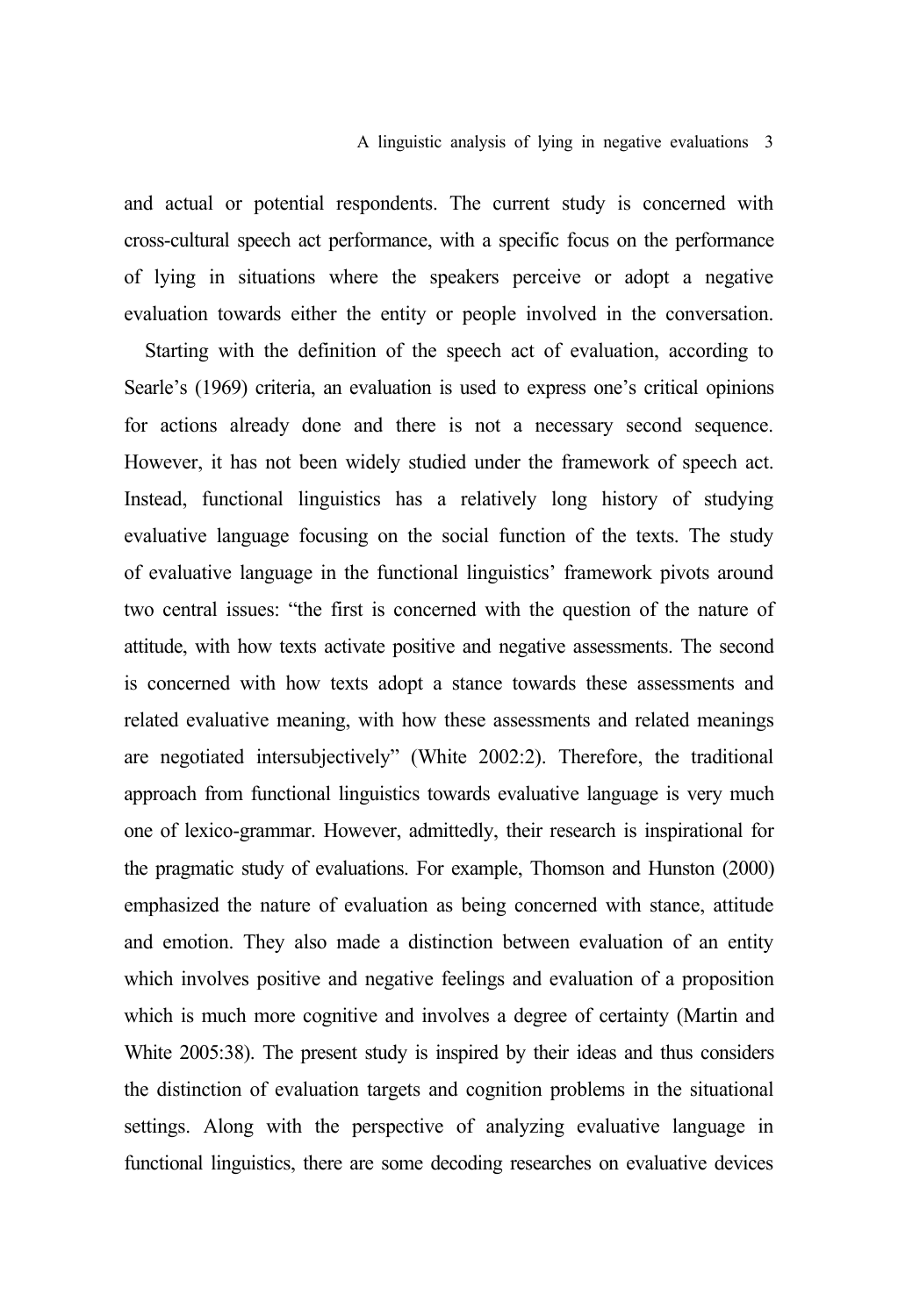and actual or potential respondents. The current study is concerned with cross-cultural speech act performance, with a specific focus on the performance of lying in situations where the speakers perceive or adopt a negative evaluation towards either the entity or people involved in the conversation.

Starting with the definition of the speech act of evaluation, according to Searle's (1969) criteria, an evaluation is used to express one's critical opinions for actions already done and there is not a necessary second sequence. However, it has not been widely studied under the framework of speech act. Instead, functional linguistics has a relatively long history of studying evaluative language focusing on the social function of the texts. The study of evaluative language in the functional linguistics' framework pivots around two central issues: "the first is concerned with the question of the nature of attitude, with how texts activate positive and negative assessments. The second is concerned with how texts adopt a stance towards these assessments and related evaluative meaning, with how these assessments and related meanings are negotiated intersubjectively" (White 2002:2). Therefore, the traditional approach from functional linguistics towards evaluative language is very much one of lexico-grammar. However, admittedly, their research is inspirational for the pragmatic study of evaluations. For example, Thomson and Hunston (2000) emphasized the nature of evaluation as being concerned with stance, attitude and emotion. They also made a distinction between evaluation of an entity which involves positive and negative feelings and evaluation of a proposition which is much more cognitive and involves a degree of certainty (Martin and White 2005:38). The present study is inspired by their ideas and thus considers the distinction of evaluation targets and cognition problems in the situational settings. Along with the perspective of analyzing evaluative language in functional linguistics, there are some decoding researches on evaluative devices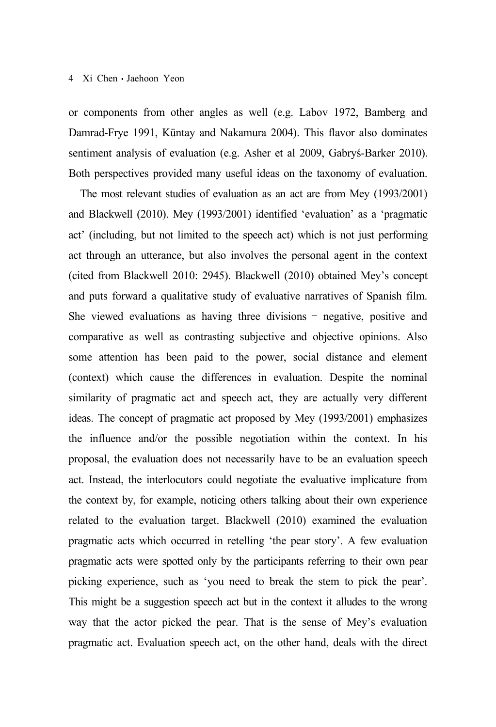or components from other angles as well (e.g. Labov 1972, Bamberg and Damrad-Frye 1991, Küntay and Nakamura 2004). This flavor also dominates sentiment analysis of evaluation (e.g. Asher et al 2009, Gabryś-Barker 2010). Both perspectives provided many useful ideas on the taxonomy of evaluation.

The most relevant studies of evaluation as an act are from Mey (1993/2001) and Blackwell (2010). Mey (1993/2001) identified 'evaluation' as a 'pragmatic act' (including, but not limited to the speech act) which is not just performing act through an utterance, but also involves the personal agent in the context (cited from Blackwell 2010: 2945). Blackwell (2010) obtained Mey's concept and puts forward a qualitative study of evaluative narratives of Spanish film. She viewed evaluations as having three divisions – negative, positive and comparative as well as contrasting subjective and objective opinions. Also some attention has been paid to the power, social distance and element (context) which cause the differences in evaluation. Despite the nominal similarity of pragmatic act and speech act, they are actually very different ideas. The concept of pragmatic act proposed by Mey (1993/2001) emphasizes the influence and/or the possible negotiation within the context. In his proposal, the evaluation does not necessarily have to be an evaluation speech act. Instead, the interlocutors could negotiate the evaluative implicature from the context by, for example, noticing others talking about their own experience related to the evaluation target. Blackwell (2010) examined the evaluation pragmatic acts which occurred in retelling 'the pear story'. A few evaluation pragmatic acts were spotted only by the participants referring to their own pear picking experience, such as 'you need to break the stem to pick the pear'. This might be a suggestion speech act but in the context it alludes to the wrong way that the actor picked the pear. That is the sense of Mey's evaluation pragmatic act. Evaluation speech act, on the other hand, deals with the direct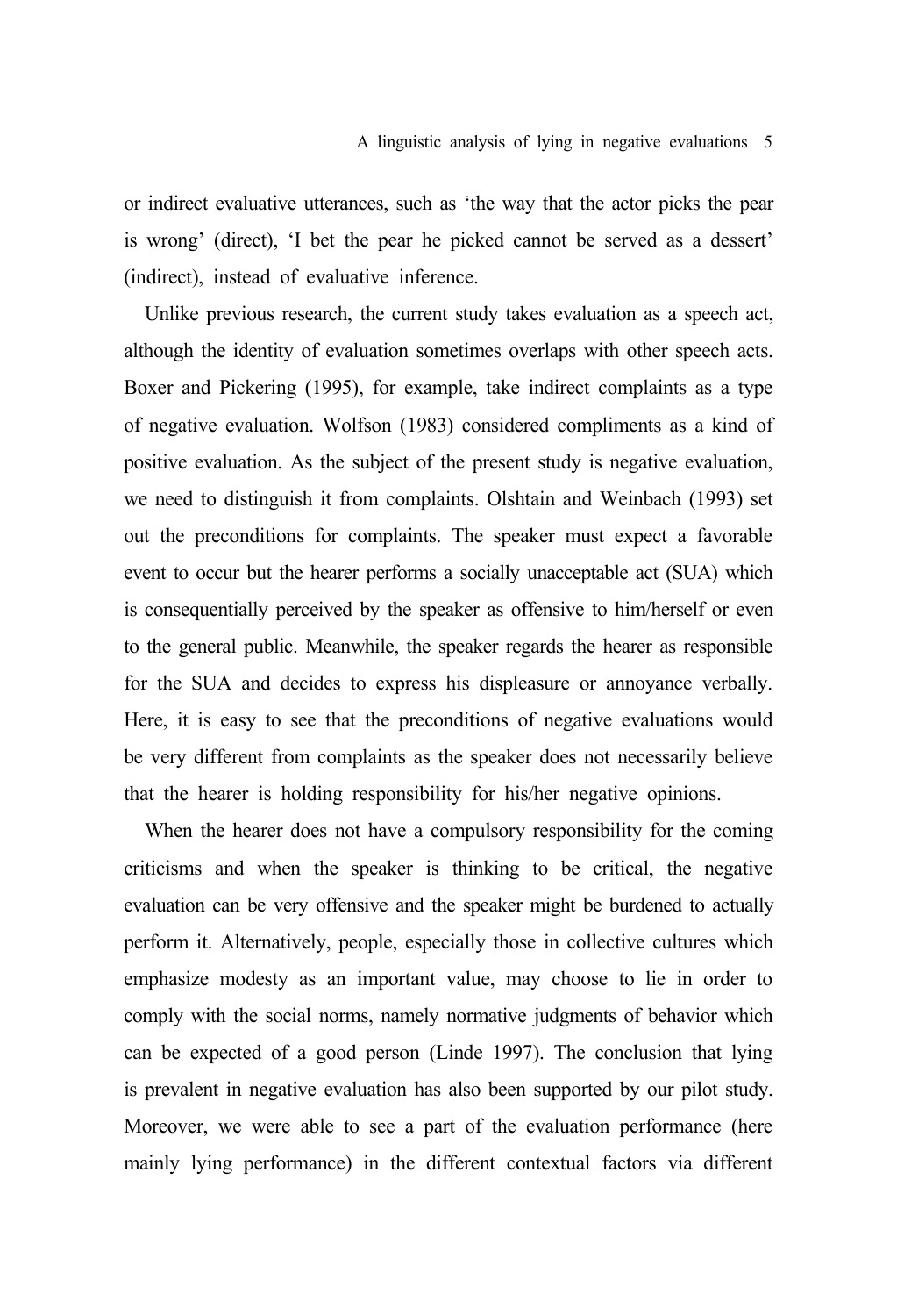or indirect evaluative utterances, such as 'the way that the actor picks the pear is wrong' (direct), 'I bet the pear he picked cannot be served as a dessert' (indirect), instead of evaluative inference.

Unlike previous research, the current study takes evaluation as a speech act, although the identity of evaluation sometimes overlaps with other speech acts. Boxer and Pickering (1995), for example, take indirect complaints as a type of negative evaluation. Wolfson (1983) considered compliments as a kind of positive evaluation. As the subject of the present study is negative evaluation, we need to distinguish it from complaints. Olshtain and Weinbach (1993) set out the preconditions for complaints. The speaker must expect a favorable event to occur but the hearer performs a socially unacceptable act (SUA) which is consequentially perceived by the speaker as offensive to him/herself or even to the general public. Meanwhile, the speaker regards the hearer as responsible for the SUA and decides to express his displeasure or annoyance verbally. Here, it is easy to see that the preconditions of negative evaluations would be very different from complaints as the speaker does not necessarily believe that the hearer is holding responsibility for his/her negative opinions.

When the hearer does not have a compulsory responsibility for the coming criticisms and when the speaker is thinking to be critical, the negative evaluation can be very offensive and the speaker might be burdened to actually perform it. Alternatively, people, especially those in collective cultures which emphasize modesty as an important value, may choose to lie in order to comply with the social norms, namely normative judgments of behavior which can be expected of a good person (Linde 1997). The conclusion that lying is prevalent in negative evaluation has also been supported by our pilot study. Moreover, we were able to see a part of the evaluation performance (here mainly lying performance) in the different contextual factors via different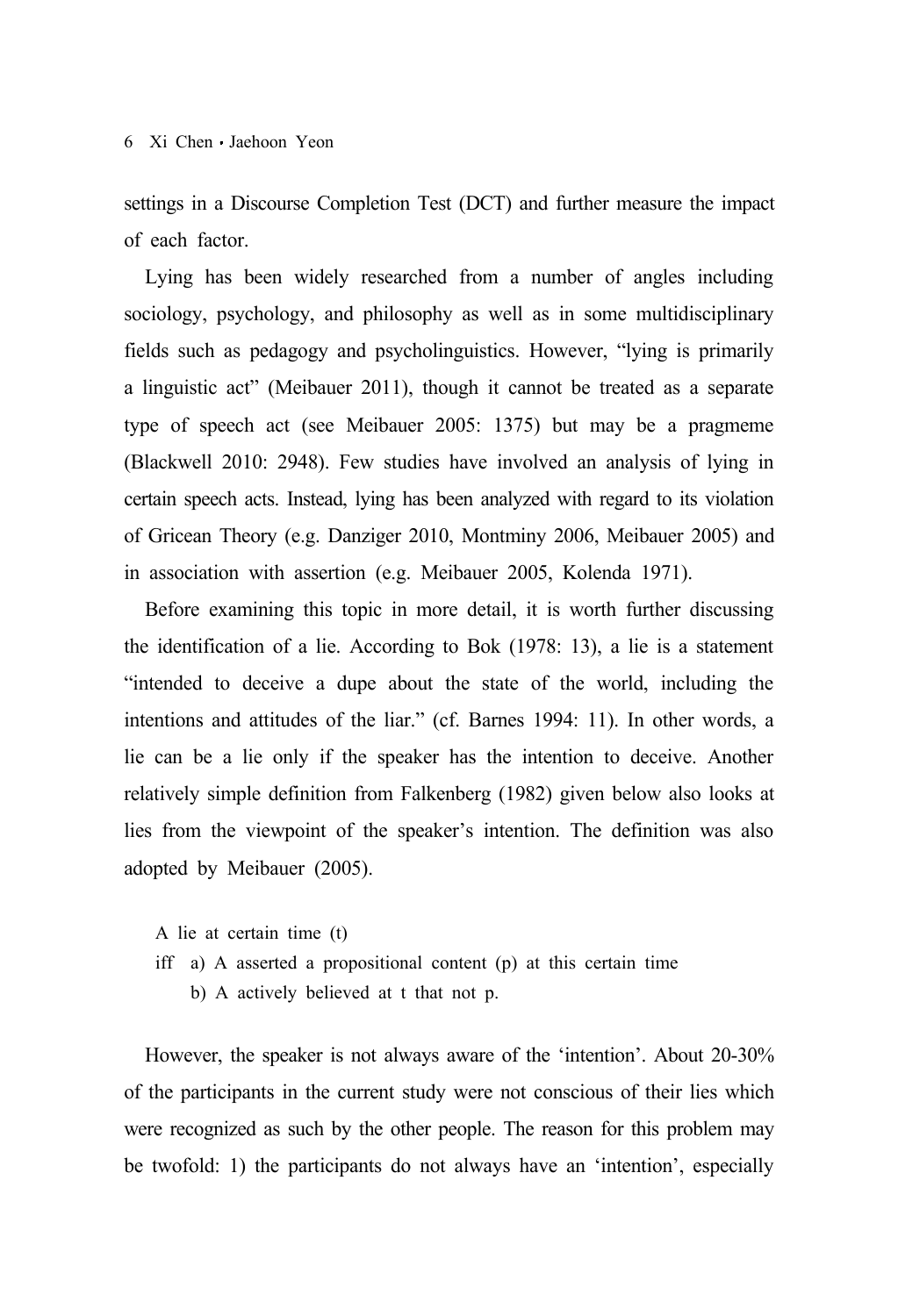settings in a Discourse Completion Test (DCT) and further measure the impact of each factor.

Lying has been widely researched from a number of angles including sociology, psychology, and philosophy as well as in some multidisciplinary fields such as pedagogy and psycholinguistics. However, “lying is primarily a linguistic act” (Meibauer 2011), though it cannot be treated as a separate type of speech act (see Meibauer 2005: 1375) but may be a pragmeme (Blackwell 2010: 2948). Few studies have involved an analysis of lying in certain speech acts. Instead, lying has been analyzed with regard to its violation of Gricean Theory (e.g. Danziger 2010, Montminy 2006, Meibauer 2005) and in association with assertion (e.g. Meibauer 2005, Kolenda 1971).

Before examining this topic in more detail, it is worth further discussing the identification of a lie. According to Bok (1978: 13), a lie is a statement “intended to deceive a dupe about the state of the world, including the intentions and attitudes of the liar.” (cf. Barnes 1994: 11). In other words, a lie can be a lie only if the speaker has the intention to deceive. Another relatively simple definition from Falkenberg (1982) given below also looks at lies from the viewpoint of the speaker’s intention. The definition was also adopted by Meibauer (2005).

A lie at certain time (t)
iff a) A asserted a propositional content (p) at this certain time
  b) A actively believed at t that not p.

However, the speaker is not always aware of the ‘intention’. About 20-30% of the participants in the current study were not conscious of their lies which were recognized as such by the other people. The reason for this problem may be twofold: 1) the participants do not always have an ‘intention’, especially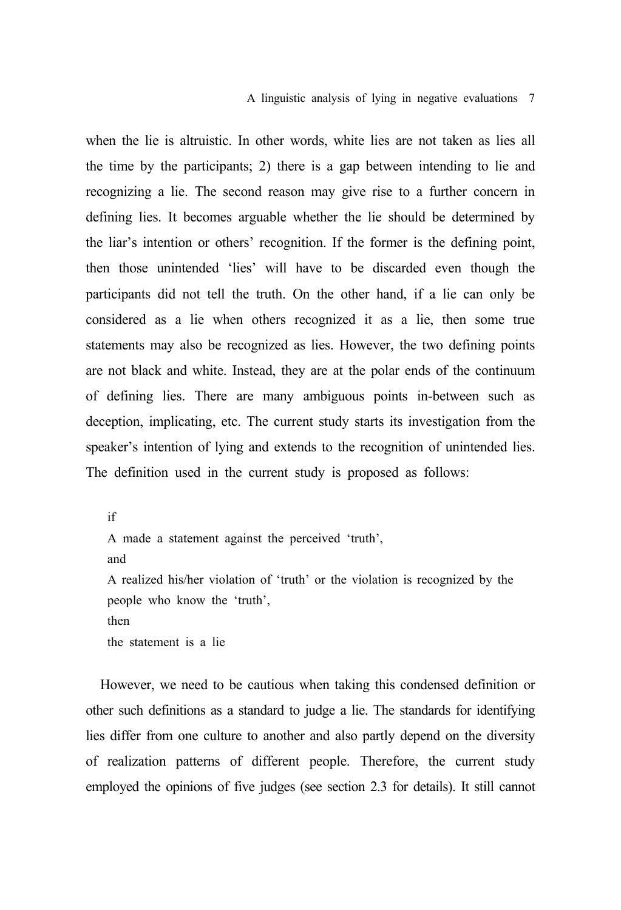when the lie is altruistic. In other words, white lies are not taken as lies all the time by the participants; 2) there is a gap between intending to lie and recognizing a lie. The second reason may give rise to a further concern in defining lies. It becomes arguable whether the lie should be determined by the liar's intention or others' recognition. If the former is the defining point, then those unintended 'lies' will have to be discarded even though the participants did not tell the truth. On the other hand, if a lie can only be considered as a lie when others recognized it as a lie, then some true statements may also be recognized as lies. However, the two defining points are not black and white. Instead, they are at the polar ends of the continuum of defining lies. There are many ambiguous points in-between such as deception, implicating, etc. The current study starts its investigation from the speaker's intention of lying and extends to the recognition of unintended lies. The definition used in the current study is proposed as follows:

> if
> A made a statement against the perceived 'truth',
> and
> A realized his/her violation of 'truth' or the violation is recognized by the people who know the 'truth',
> then
> the statement is a lie

However, we need to be cautious when taking this condensed definition or other such definitions as a standard to judge a lie. The standards for identifying lies differ from one culture to another and also partly depend on the diversity of realization patterns of different people. Therefore, the current study employed the opinions of five judges (see section 2.3 for details). It still cannot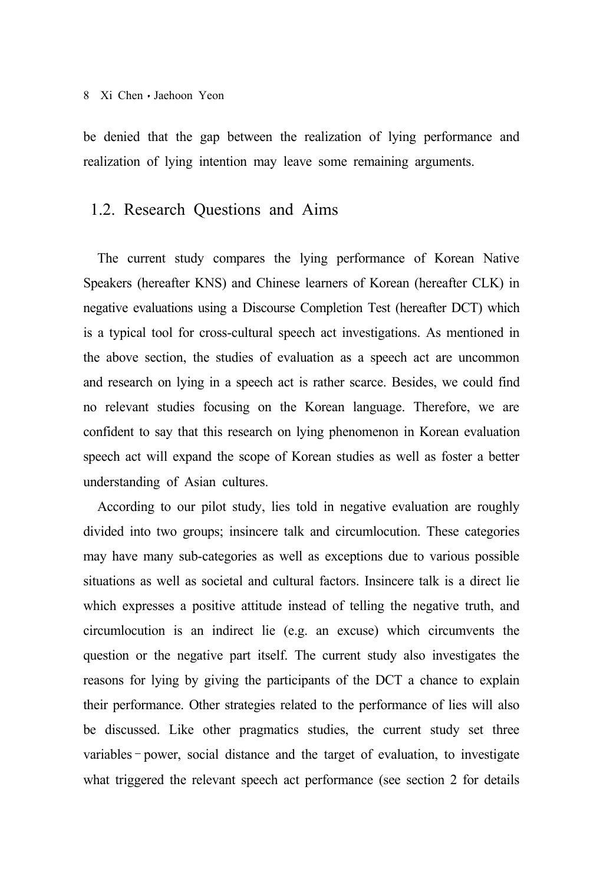be denied that the gap between the realization of lying performance and realization of lying intention may leave some remaining arguments.

## 1.2. Research Questions and Aims

The current study compares the lying performance of Korean Native Speakers (hereafter KNS) and Chinese learners of Korean (hereafter CLK) in negative evaluations using a Discourse Completion Test (hereafter DCT) which is a typical tool for cross-cultural speech act investigations. As mentioned in the above section, the studies of evaluation as a speech act are uncommon and research on lying in a speech act is rather scarce. Besides, we could find no relevant studies focusing on the Korean language. Therefore, we are confident to say that this research on lying phenomenon in Korean evaluation speech act will expand the scope of Korean studies as well as foster a better understanding of Asian cultures.

According to our pilot study, lies told in negative evaluation are roughly divided into two groups; insincere talk and circumlocution. These categories may have many sub-categories as well as exceptions due to various possible situations as well as societal and cultural factors. Insincere talk is a direct lie which expresses a positive attitude instead of telling the negative truth, and circumlocution is an indirect lie (e.g. an excuse) which circumvents the question or the negative part itself. The current study also investigates the reasons for lying by giving the participants of the DCT a chance to explain their performance. Other strategies related to the performance of lies will also be discussed. Like other pragmatics studies, the current study set three variables – power, social distance and the target of evaluation, to investigate what triggered the relevant speech act performance (see section 2 for details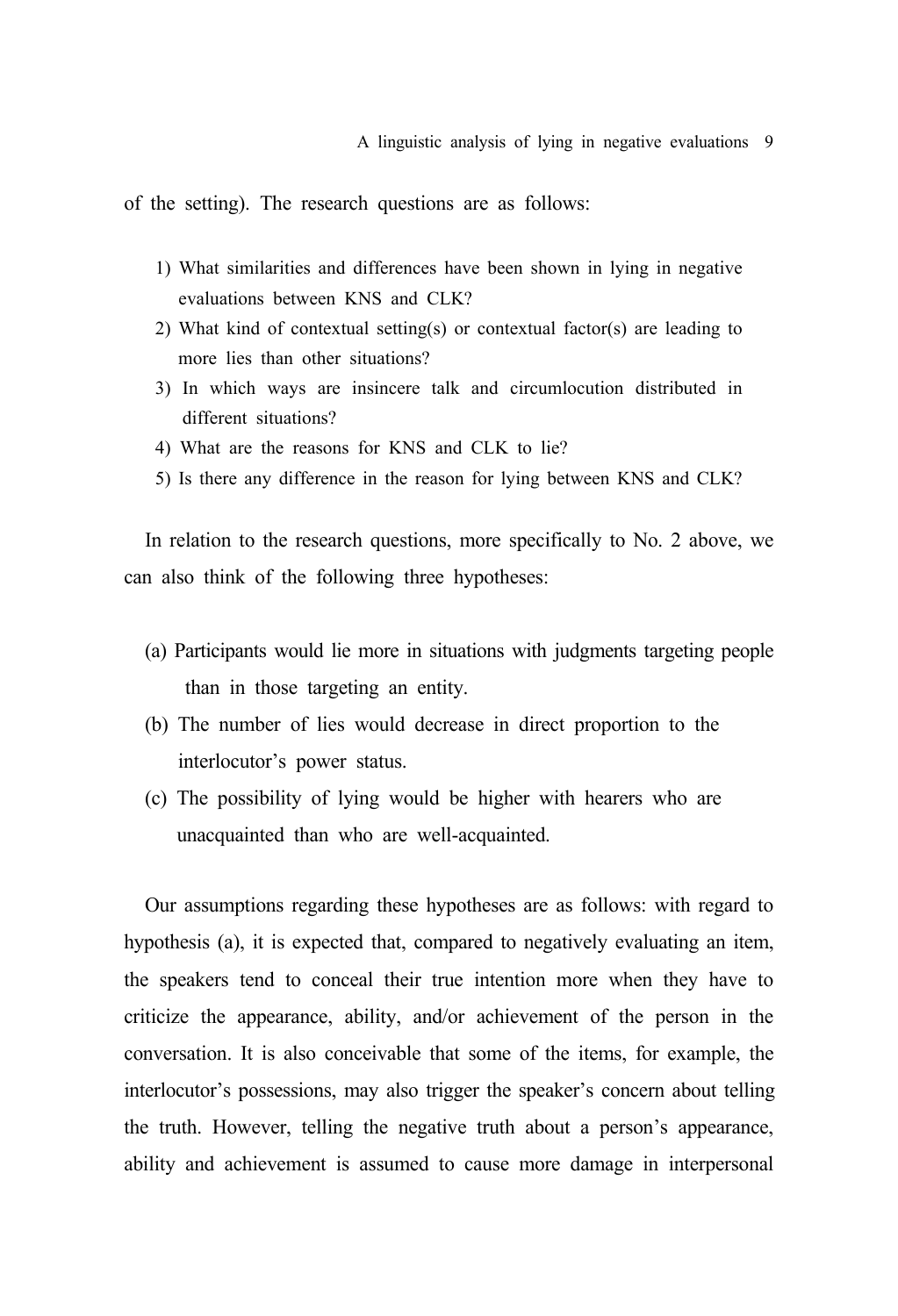of the setting). The research questions are as follows:

1) What similarities and differences have been shown in lying in negative evaluations between KNS and CLK?
2) What kind of contextual setting(s) or contextual factor(s) are leading to more lies than other situations?
3) In which ways are insincere talk and circumlocution distributed in different situations?
4) What are the reasons for KNS and CLK to lie?
5) Is there any difference in the reason for lying between KNS and CLK?

In relation to the research questions, more specifically to No. 2 above, we can also think of the following three hypotheses:

(a) Participants would lie more in situations with judgments targeting people than in those targeting an entity.
(b) The number of lies would decrease in direct proportion to the interlocutor's power status.
(c) The possibility of lying would be higher with hearers who are unacquainted than who are well-acquainted.

Our assumptions regarding these hypotheses are as follows: with regard to hypothesis (a), it is expected that, compared to negatively evaluating an item, the speakers tend to conceal their true intention more when they have to criticize the appearance, ability, and/or achievement of the person in the conversation. It is also conceivable that some of the items, for example, the interlocutor's possessions, may also trigger the speaker's concern about telling the truth. However, telling the negative truth about a person's appearance, ability and achievement is assumed to cause more damage in interpersonal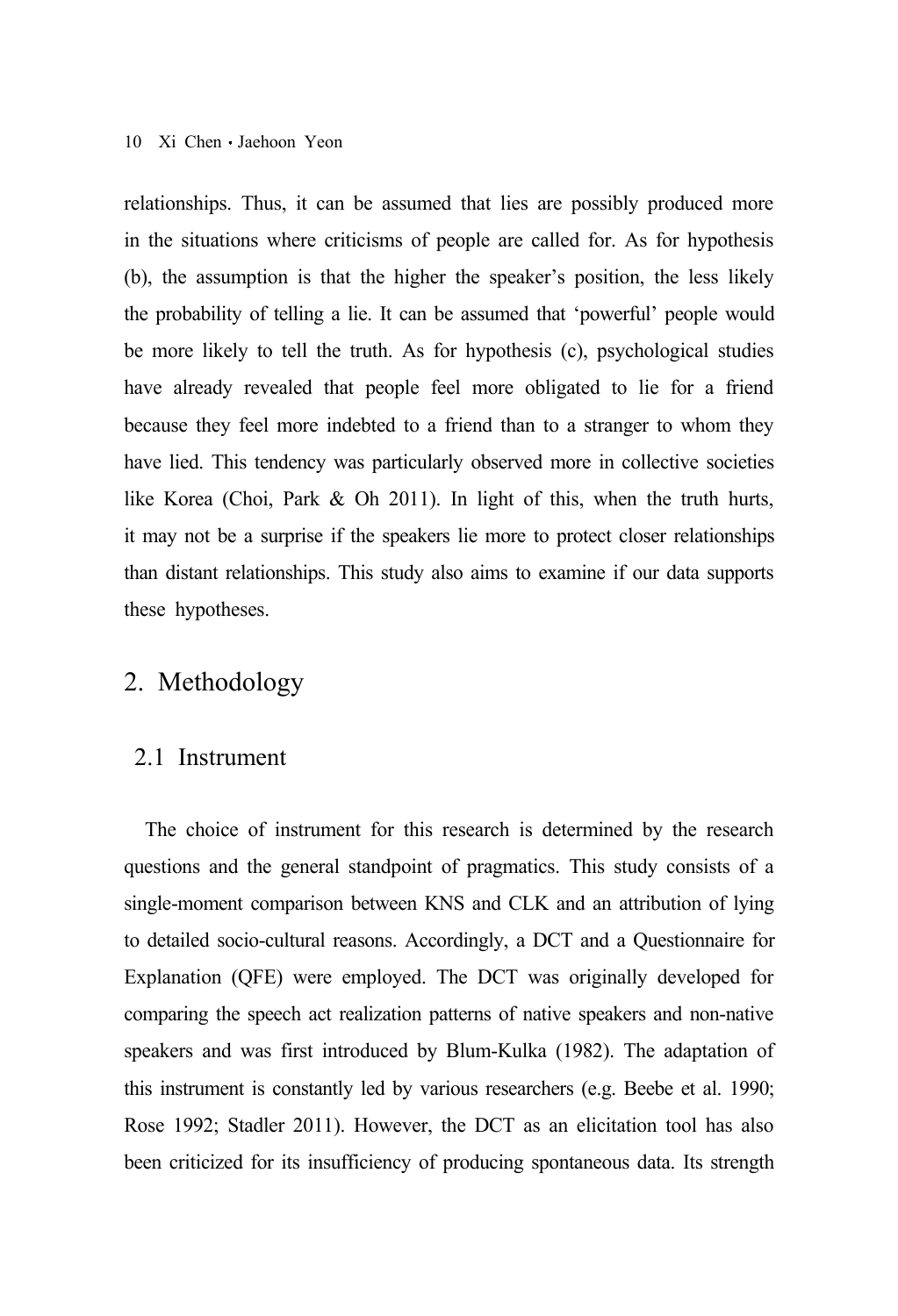relationships. Thus, it can be assumed that lies are possibly produced more in the situations where criticisms of people are called for. As for hypothesis (b), the assumption is that the higher the speaker's position, the less likely the probability of telling a lie. It can be assumed that 'powerful' people would be more likely to tell the truth. As for hypothesis (c), psychological studies have already revealed that people feel more obligated to lie for a friend because they feel more indebted to a friend than to a stranger to whom they have lied. This tendency was particularly observed more in collective societies like Korea (Choi, Park & Oh 2011). In light of this, when the truth hurts, it may not be a surprise if the speakers lie more to protect closer relationships than distant relationships. This study also aims to examine if our data supports these hypotheses.

## 2. Methodology

### 2.1 Instrument

The choice of instrument for this research is determined by the research questions and the general standpoint of pragmatics. This study consists of a single-moment comparison between KNS and CLK and an attribution of lying to detailed socio-cultural reasons. Accordingly, a DCT and a Questionnaire for Explanation (QFE) were employed. The DCT was originally developed for comparing the speech act realization patterns of native speakers and non-native speakers and was first introduced by Blum-Kulka (1982). The adaptation of this instrument is constantly led by various researchers (e.g. Beebe et al. 1990; Rose 1992; Stadler 2011). However, the DCT as an elicitation tool has also been criticized for its insufficiency of producing spontaneous data. Its strength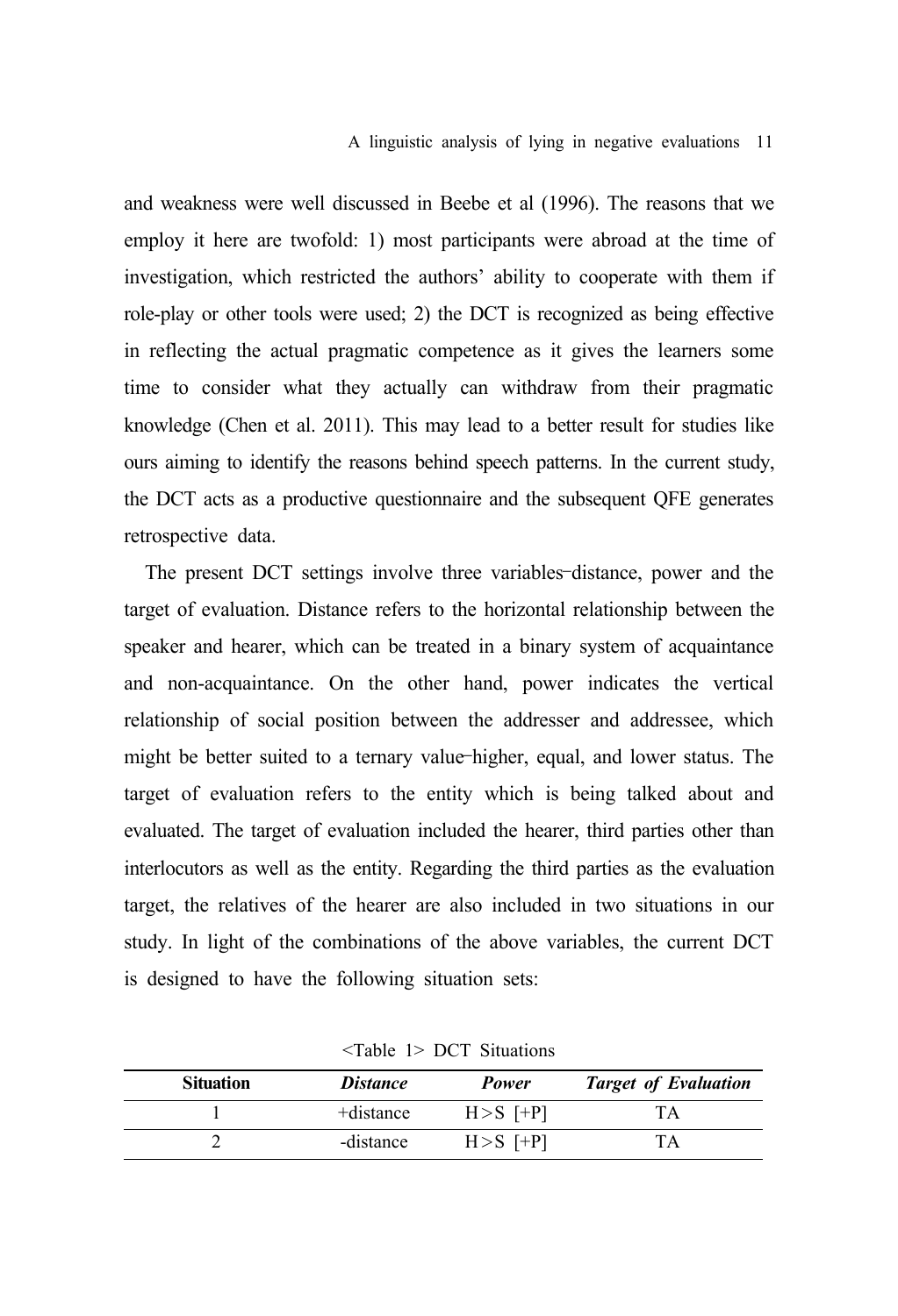and weakness were well discussed in Beebe et al (1996). The reasons that we employ it here are twofold: 1) most participants were abroad at the time of investigation, which restricted the authors' ability to cooperate with them if role-play or other tools were used; 2) the DCT is recognized as being effective in reflecting the actual pragmatic competence as it gives the learners some time to consider what they actually can withdraw from their pragmatic knowledge (Chen et al. 2011). This may lead to a better result for studies like ours aiming to identify the reasons behind speech patterns. In the current study, the DCT acts as a productive questionnaire and the subsequent QFE generates retrospective data.

The present DCT settings involve three variables–distance, power and the target of evaluation. Distance refers to the horizontal relationship between the speaker and hearer, which can be treated in a binary system of acquaintance and non-acquaintance. On the other hand, power indicates the vertical relationship of social position between the addresser and addressee, which might be better suited to a ternary value–higher, equal, and lower status. The target of evaluation refers to the entity which is being talked about and evaluated. The target of evaluation included the hearer, third parties other than interlocutors as well as the entity. Regarding the third parties as the evaluation target, the relatives of the hearer are also included in two situations in our study. In light of the combinations of the above variables, the current DCT is designed to have the following situation sets:

<Table 1> DCT Situations

| **Situation** | ***Distance*** | ***Power*** | ***Target of Evaluation*** |
|---|---|---|---|
| 1 | +distance | H>S [+P] | TA |
| 2 | -distance | H>S [+P] | TA |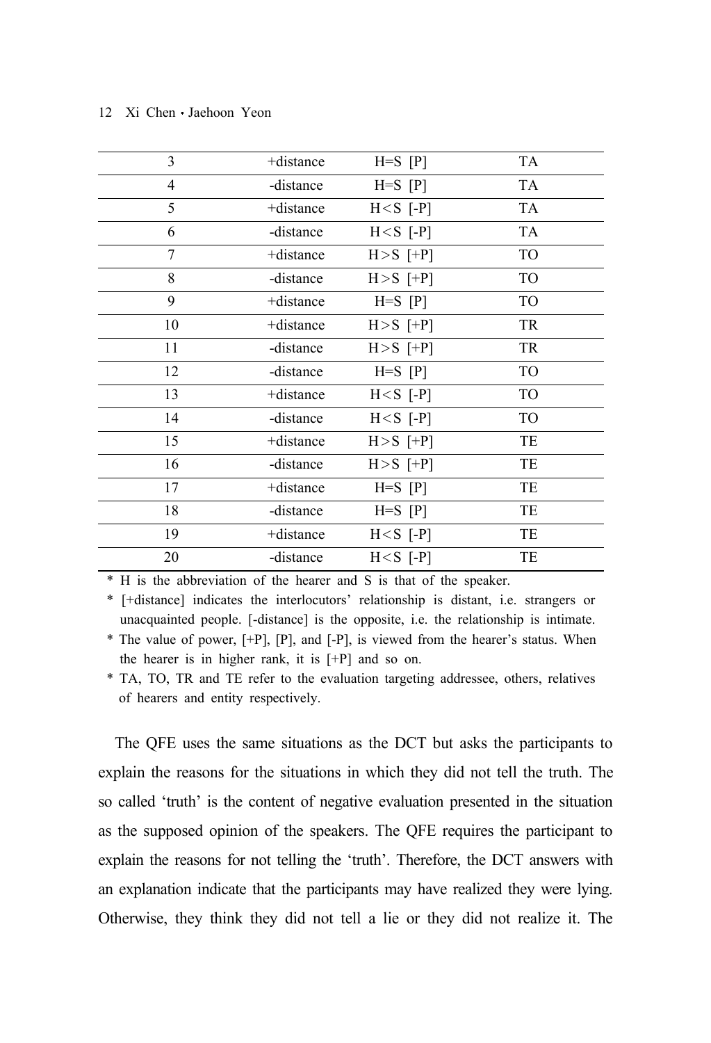| | | | |
|---|---|---|---|
| 3 | +distance | H=S [P] | TA |
| 4 | -distance | H=S [P] | TA |
| 5 | +distance | H<S [-P] | TA |
| 6 | -distance | H<S [-P] | TA |
| 7 | +distance | H>S [+P] | TO |
| 8 | -distance | H>S [+P] | TO |
| 9 | +distance | H=S [P] | TO |
| 10 | +distance | H>S [+P] | TR |
| 11 | -distance | H>S [+P] | TR |
| 12 | -distance | H=S [P] | TO |
| 13 | +distance | H<S [-P] | TO |
| 14 | -distance | H<S [-P] | TO |
| 15 | +distance | H>S [+P] | TE |
| 16 | -distance | H>S [+P] | TE |
| 17 | +distance | H=S [P] | TE |
| 18 | -distance | H=S [P] | TE |
| 19 | +distance | H<S [-P] | TE |
| 20 | -distance | H<S [-P] | TE |

\* H is the abbreviation of the hearer and S is that of the speaker.

\* [+distance] indicates the interlocutors' relationship is distant, i.e. strangers or unacquainted people. [-distance] is the opposite, i.e. the relationship is intimate.

\* The value of power, [+P], [P], and [-P], is viewed from the hearer's status. When the hearer is in higher rank, it is [+P] and so on.

\* TA, TO, TR and TE refer to the evaluation targeting addressee, others, relatives of hearers and entity respectively.

The QFE uses the same situations as the DCT but asks the participants to explain the reasons for the situations in which they did not tell the truth. The so called 'truth' is the content of negative evaluation presented in the situation as the supposed opinion of the speakers. The QFE requires the participant to explain the reasons for not telling the 'truth'. Therefore, the DCT answers with an explanation indicate that the participants may have realized they were lying. Otherwise, they think they did not tell a lie or they did not realize it. The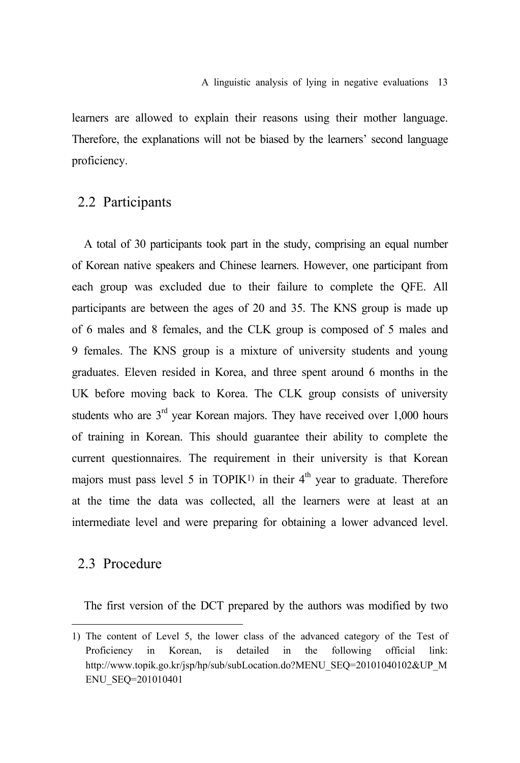learners are allowed to explain their reasons using their mother language. Therefore, the explanations will not be biased by the learners' second language proficiency.

## 2.2 Participants

A total of 30 participants took part in the study, comprising an equal number of Korean native speakers and Chinese learners. However, one participant from each group was excluded due to their failure to complete the QFE. All participants are between the ages of 20 and 35. The KNS group is made up of 6 males and 8 females, and the CLK group is composed of 5 males and 9 females. The KNS group is a mixture of university students and young graduates. Eleven resided in Korea, and three spent around 6 months in the UK before moving back to Korea. The CLK group consists of university students who are 3rd year Korean majors. They have received over 1,000 hours of training in Korean. This should guarantee their ability to complete the current questionnaires. The requirement in their university is that Korean majors must pass level 5 in TOPIK[1] in their 4th year to graduate. Therefore at the time the data was collected, all the learners were at least at an intermediate level and were preparing for obtaining a lower advanced level.

## 2.3 Procedure

The first version of the DCT prepared by the authors was modified by two

---

1) The content of Level 5, the lower class of the advanced category of the Test of Proficiency in Korean, is detailed in the following official link: http://www.topik.go.kr/jsp/hp/sub/subLocation.do?MENU_SEQ=20101040102&UP_MENU_SEQ=201010401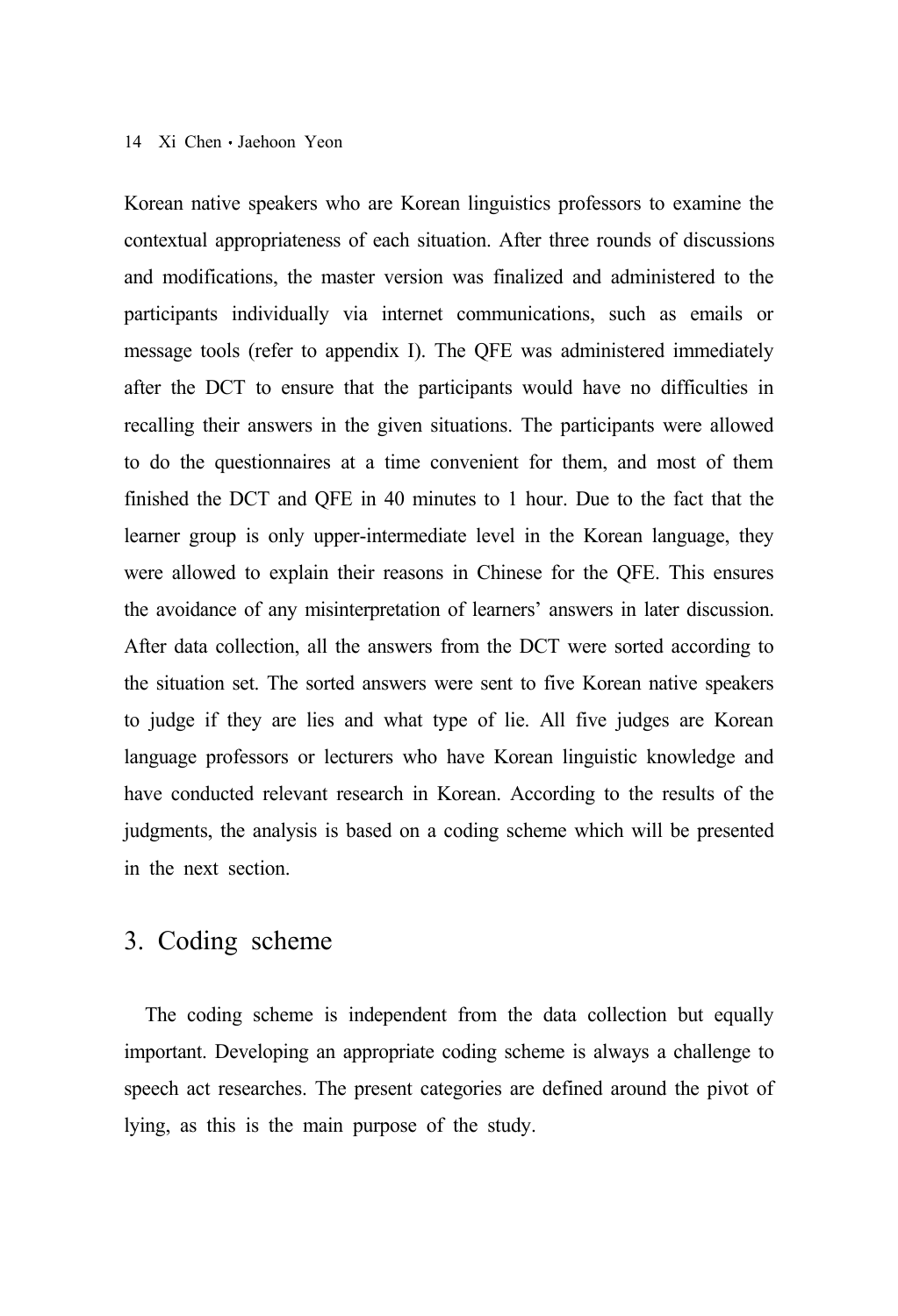Korean native speakers who are Korean linguistics professors to examine the contextual appropriateness of each situation. After three rounds of discussions and modifications, the master version was finalized and administered to the participants individually via internet communications, such as emails or message tools (refer to appendix I). The QFE was administered immediately after the DCT to ensure that the participants would have no difficulties in recalling their answers in the given situations. The participants were allowed to do the questionnaires at a time convenient for them, and most of them finished the DCT and QFE in 40 minutes to 1 hour. Due to the fact that the learner group is only upper-intermediate level in the Korean language, they were allowed to explain their reasons in Chinese for the QFE. This ensures the avoidance of any misinterpretation of learners' answers in later discussion. After data collection, all the answers from the DCT were sorted according to the situation set. The sorted answers were sent to five Korean native speakers to judge if they are lies and what type of lie. All five judges are Korean language professors or lecturers who have Korean linguistic knowledge and have conducted relevant research in Korean. According to the results of the judgments, the analysis is based on a coding scheme which will be presented in the next section.

## 3. Coding scheme

The coding scheme is independent from the data collection but equally important. Developing an appropriate coding scheme is always a challenge to speech act researches. The present categories are defined around the pivot of lying, as this is the main purpose of the study.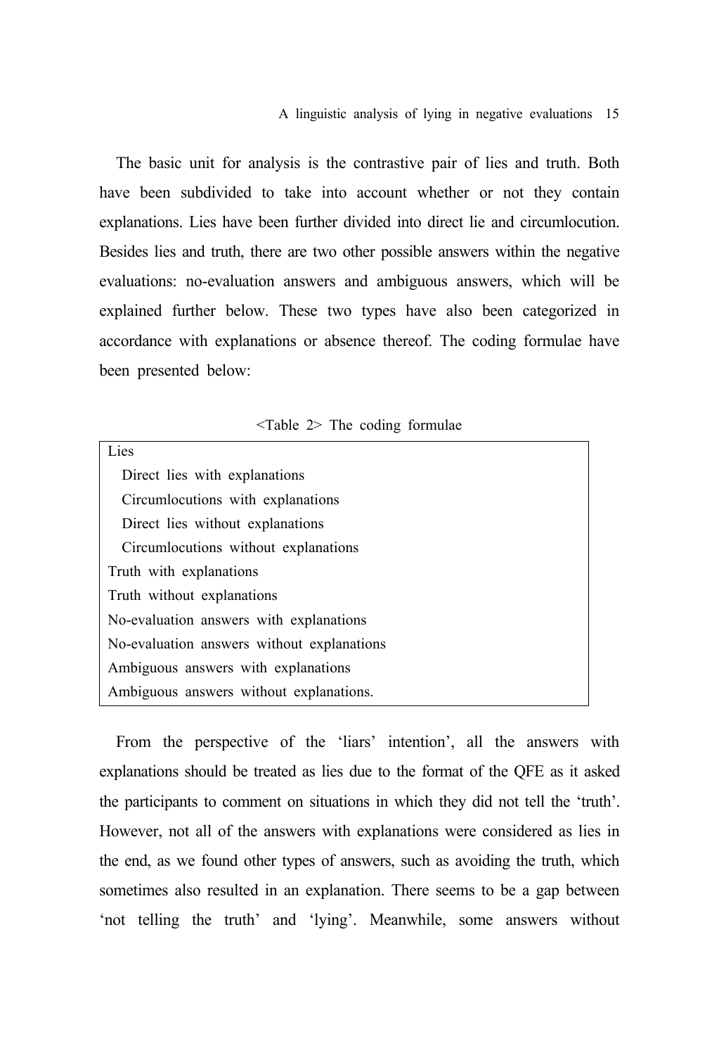The basic unit for analysis is the contrastive pair of lies and truth. Both have been subdivided to take into account whether or not they contain explanations. Lies have been further divided into direct lie and circumlocution. Besides lies and truth, there are two other possible answers within the negative evaluations: no-evaluation answers and ambiguous answers, which will be explained further below. These two types have also been categorized in accordance with explanations or absence thereof. The coding formulae have been presented below:

<Table 2> The coding formulae

| |
|---|
| Lies |
| Direct lies with explanations |
| Circumlocutions with explanations |
| Direct lies without explanations |
| Circumlocutions without explanations |
| Truth with explanations |
| Truth without explanations |
| No-evaluation answers with explanations |
| No-evaluation answers without explanations |
| Ambiguous answers with explanations |
| Ambiguous answers without explanations. |

From the perspective of the 'liars' intention', all the answers with explanations should be treated as lies due to the format of the QFE as it asked the participants to comment on situations in which they did not tell the 'truth'. However, not all of the answers with explanations were considered as lies in the end, as we found other types of answers, such as avoiding the truth, which sometimes also resulted in an explanation. There seems to be a gap between 'not telling the truth' and 'lying'. Meanwhile, some answers without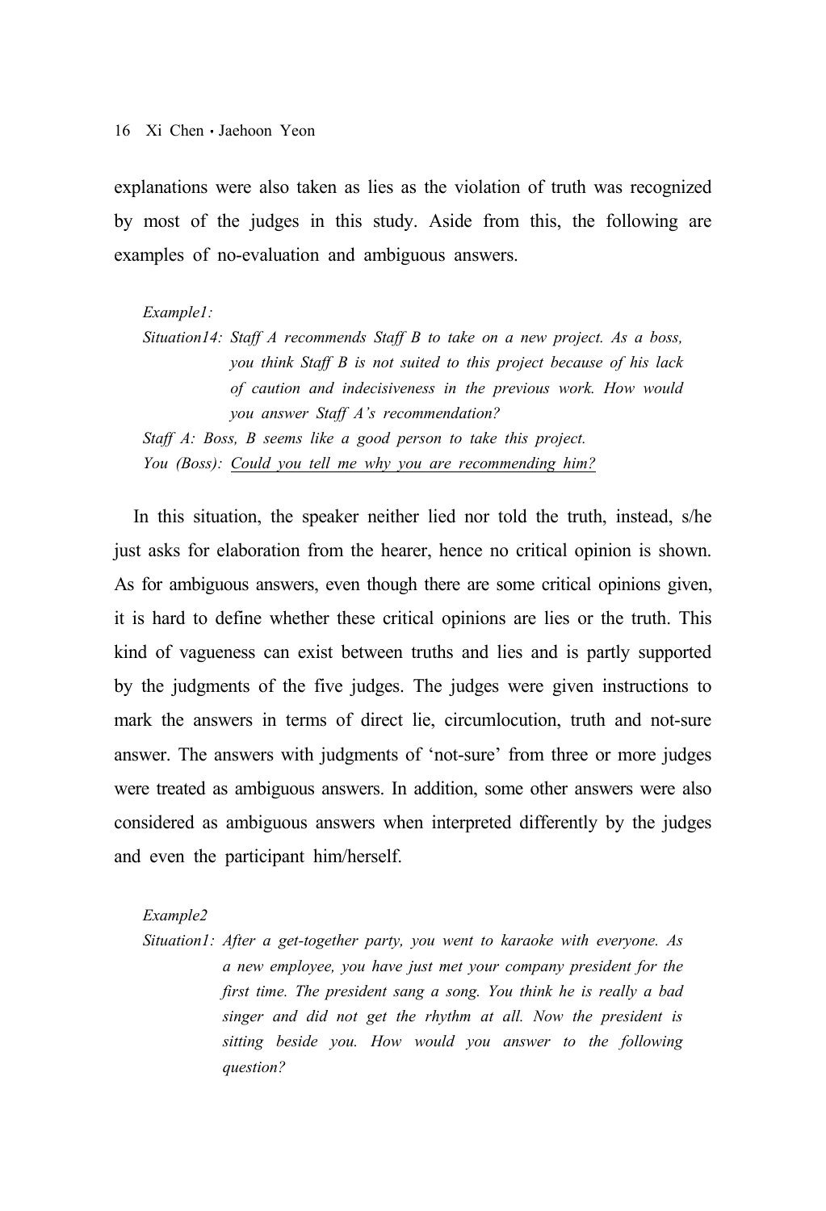explanations were also taken as lies as the violation of truth was recognized by most of the judges in this study. Aside from this, the following are examples of no-evaluation and ambiguous answers.

> *Example1:*
>
> *Situation14: Staff A recommends Staff B to take on a new project. As a boss, you think Staff B is not suited to this project because of his lack of caution and indecisiveness in the previous work. How would you answer Staff A's recommendation?*
>
> *Staff A: Boss, B seems like a good person to take this project.*
>
> *You (Boss): <u>Could you tell me why you are recommending him?</u>*

In this situation, the speaker neither lied nor told the truth, instead, s/he just asks for elaboration from the hearer, hence no critical opinion is shown. As for ambiguous answers, even though there are some critical opinions given, it is hard to define whether these critical opinions are lies or the truth. This kind of vagueness can exist between truths and lies and is partly supported by the judgments of the five judges. The judges were given instructions to mark the answers in terms of direct lie, circumlocution, truth and not-sure answer. The answers with judgments of 'not-sure' from three or more judges were treated as ambiguous answers. In addition, some other answers were also considered as ambiguous answers when interpreted differently by the judges and even the participant him/herself.

> *Example2*
>
> *Situation1: After a get-together party, you went to karaoke with everyone. As a new employee, you have just met your company president for the first time. The president sang a song. You think he is really a bad singer and did not get the rhythm at all. Now the president is sitting beside you. How would you answer to the following question?*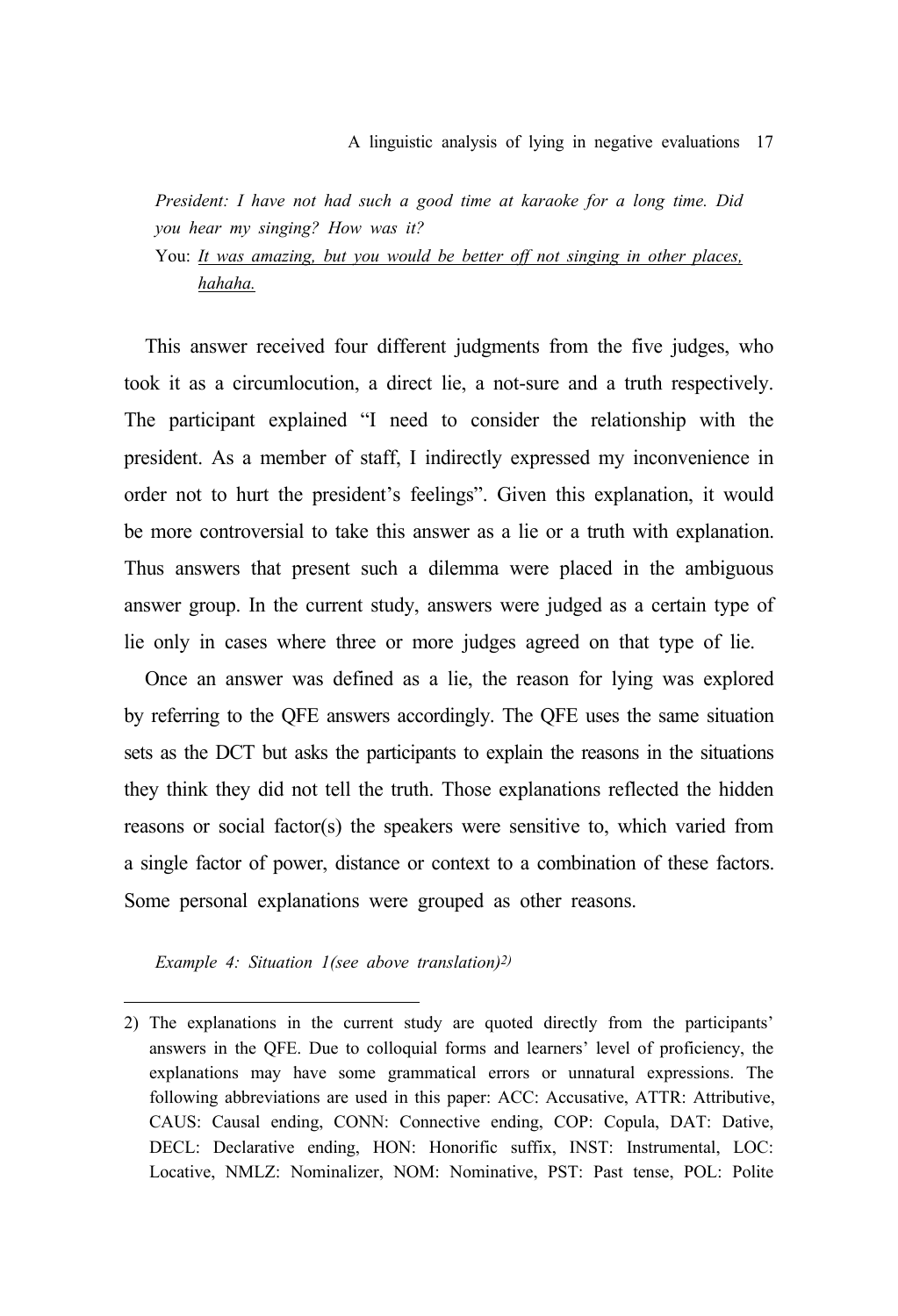*President: I have not had such a good time at karaoke for a long time. Did you hear my singing? How was it?*

You: <u>It was amazing, but you would be better off not singing in other places, hahaha.</u>

This answer received four different judgments from the five judges, who took it as a circumlocution, a direct lie, a not-sure and a truth respectively. The participant explained "I need to consider the relationship with the president. As a member of staff, I indirectly expressed my inconvenience in order not to hurt the president's feelings". Given this explanation, it would be more controversial to take this answer as a lie or a truth with explanation. Thus answers that present such a dilemma were placed in the ambiguous answer group. In the current study, answers were judged as a certain type of lie only in cases where three or more judges agreed on that type of lie.

Once an answer was defined as a lie, the reason for lying was explored by referring to the QFE answers accordingly. The QFE uses the same situation sets as the DCT but asks the participants to explain the reasons in the situations they think they did not tell the truth. Those explanations reflected the hidden reasons or social factor(s) the speakers were sensitive to, which varied from a single factor of power, distance or context to a combination of these factors. Some personal explanations were grouped as other reasons.

*Example 4: Situation 1(see above translation)*[2)]

---

2) The explanations in the current study are quoted directly from the participants' answers in the QFE. Due to colloquial forms and learners' level of proficiency, the explanations may have some grammatical errors or unnatural expressions. The following abbreviations are used in this paper: ACC: Accusative, ATTR: Attributive, CAUS: Causal ending, CONN: Connective ending, COP: Copula, DAT: Dative, DECL: Declarative ending, HON: Honorific suffix, INST: Instrumental, LOC: Locative, NMLZ: Nominalizer, NOM: Nominative, PST: Past tense, POL: Polite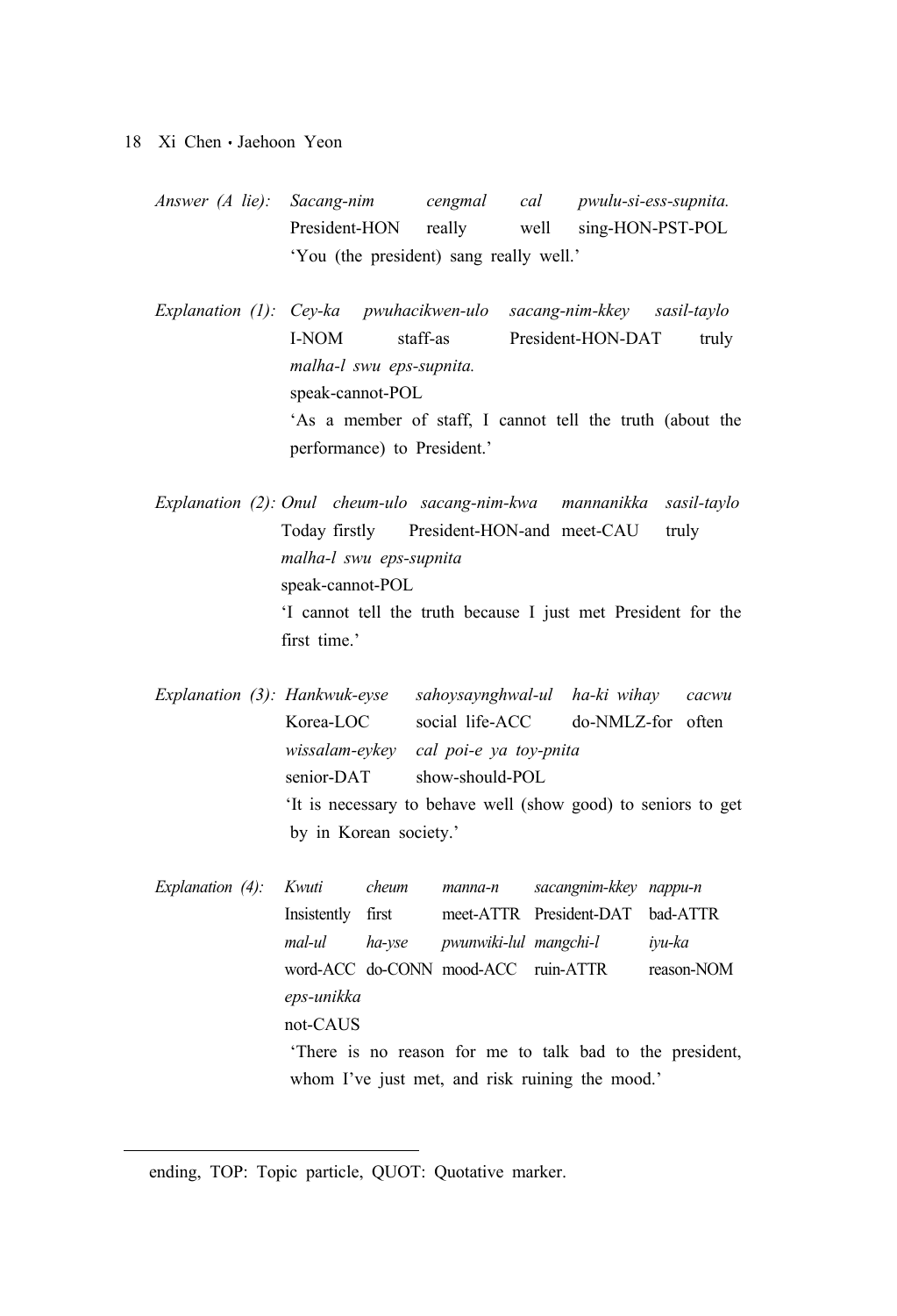*Answer (A lie):* *Sacang-nim cengmal cal pwulu-si-ess-supnita.*
President-HON really well sing-HON-PST-POL
'You (the president) sang really well.'

*Explanation (1):* *Cey-ka pwuhacikwen-ulo sacang-nim-kkey sasil-taylo malha-l swu eps-supnita.*
I-NOM staff-as President-HON-DAT truly speak-cannot-POL
'As a member of staff, I cannot tell the truth (about the performance) to President.'

*Explanation (2):* *Onul cheum-ulo sacang-nim-kwa mannanikka sasil-taylo malha-l swu eps-supnita*
Today firstly President-HON-and meet-CAU truly speak-cannot-POL
'I cannot tell the truth because I just met President for the first time.'

*Explanation (3):* *Hankwuk-eyse sahoysaynghwal-ul ha-ki wihay cacwu wissalam-eykey cal poi-e ya toy-pnita*
Korea-LOC social life-ACC do-NMLZ-for often senior-DAT show-should-POL
'It is necessary to behave well (show good) to seniors to get by in Korean society.'

*Explanation (4):* *Kwuti cheum manna-n sacangnim-kkey nappu-n mal-ul ha-yse pwunwiki-lul mangchi-l iyu-ka eps-unikka*
Insistently first meet-ATTR President-DAT bad-ATTR word-ACC do-CONN mood-ACC ruin-ATTR reason-NOM not-CAUS
'There is no reason for me to talk bad to the president, whom I've just met, and risk ruining the mood.'

---

ending, TOP: Topic particle, QUOT: Quotative marker.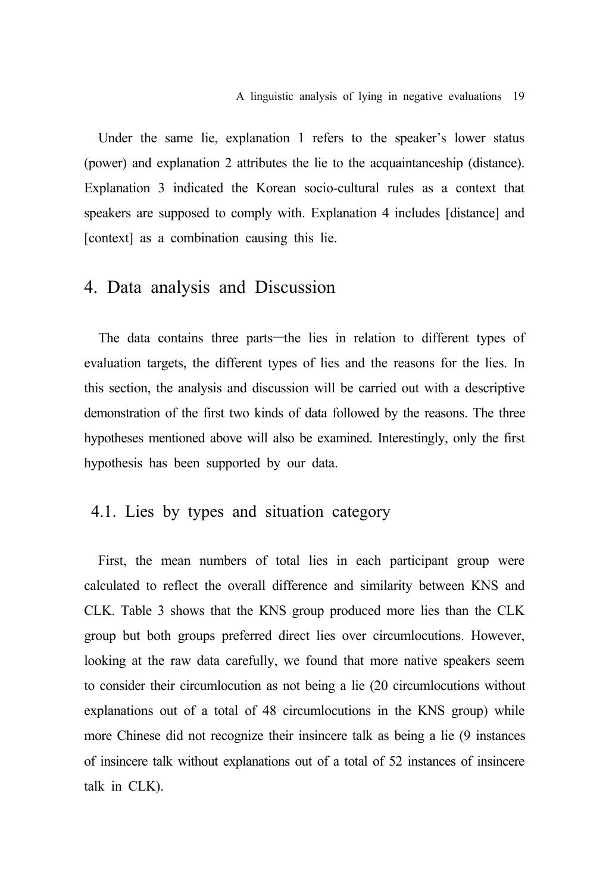Under the same lie, explanation 1 refers to the speaker's lower status (power) and explanation 2 attributes the lie to the acquaintanceship (distance). Explanation 3 indicated the Korean socio-cultural rules as a context that speakers are supposed to comply with. Explanation 4 includes [distance] and [context] as a combination causing this lie.

# 4. Data analysis and Discussion

The data contains three parts—the lies in relation to different types of evaluation targets, the different types of lies and the reasons for the lies. In this section, the analysis and discussion will be carried out with a descriptive demonstration of the first two kinds of data followed by the reasons. The three hypotheses mentioned above will also be examined. Interestingly, only the first hypothesis has been supported by our data.

## 4.1. Lies by types and situation category

First, the mean numbers of total lies in each participant group were calculated to reflect the overall difference and similarity between KNS and CLK. Table 3 shows that the KNS group produced more lies than the CLK group but both groups preferred direct lies over circumlocutions. However, looking at the raw data carefully, we found that more native speakers seem to consider their circumlocution as not being a lie (20 circumlocutions without explanations out of a total of 48 circumlocutions in the KNS group) while more Chinese did not recognize their insincere talk as being a lie (9 instances of insincere talk without explanations out of a total of 52 instances of insincere talk in CLK).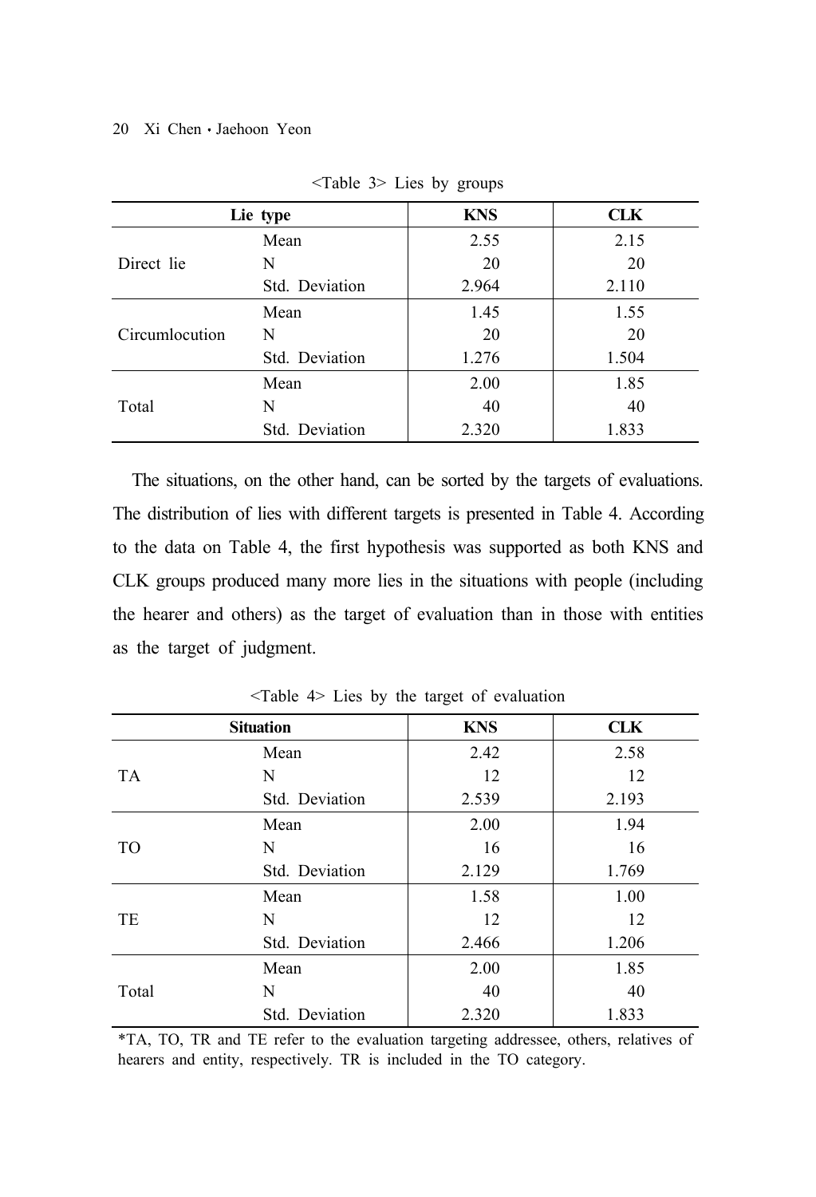<Table 3> Lies by groups

| Lie type | | KNS | CLK |
|---|---|---|---|
| Direct lie | Mean | 2.55 | 2.15 |
| | N | 20 | 20 |
| | Std. Deviation | 2.964 | 2.110 |
| Circumlocution | Mean | 1.45 | 1.55 |
| | N | 20 | 20 |
| | Std. Deviation | 1.276 | 1.504 |
| Total | Mean | 2.00 | 1.85 |
| | N | 40 | 40 |
| | Std. Deviation | 2.320 | 1.833 |

The situations, on the other hand, can be sorted by the targets of evaluations. The distribution of lies with different targets is presented in Table 4. According to the data on Table 4, the first hypothesis was supported as both KNS and CLK groups produced many more lies in the situations with people (including the hearer and others) as the target of evaluation than in those with entities as the target of judgment.

<Table 4> Lies by the target of evaluation

| Situation | | KNS | CLK |
|---|---|---|---|
| TA | Mean | 2.42 | 2.58 |
| | N | 12 | 12 |
| | Std. Deviation | 2.539 | 2.193 |
| TO | Mean | 2.00 | 1.94 |
| | N | 16 | 16 |
| | Std. Deviation | 2.129 | 1.769 |
| TE | Mean | 1.58 | 1.00 |
| | N | 12 | 12 |
| | Std. Deviation | 2.466 | 1.206 |
| Total | Mean | 2.00 | 1.85 |
| | N | 40 | 40 |
| | Std. Deviation | 2.320 | 1.833 |

*TA, TO, TR and TE refer to the evaluation targeting addressee, others, relatives of hearers and entity, respectively. TR is included in the TO category.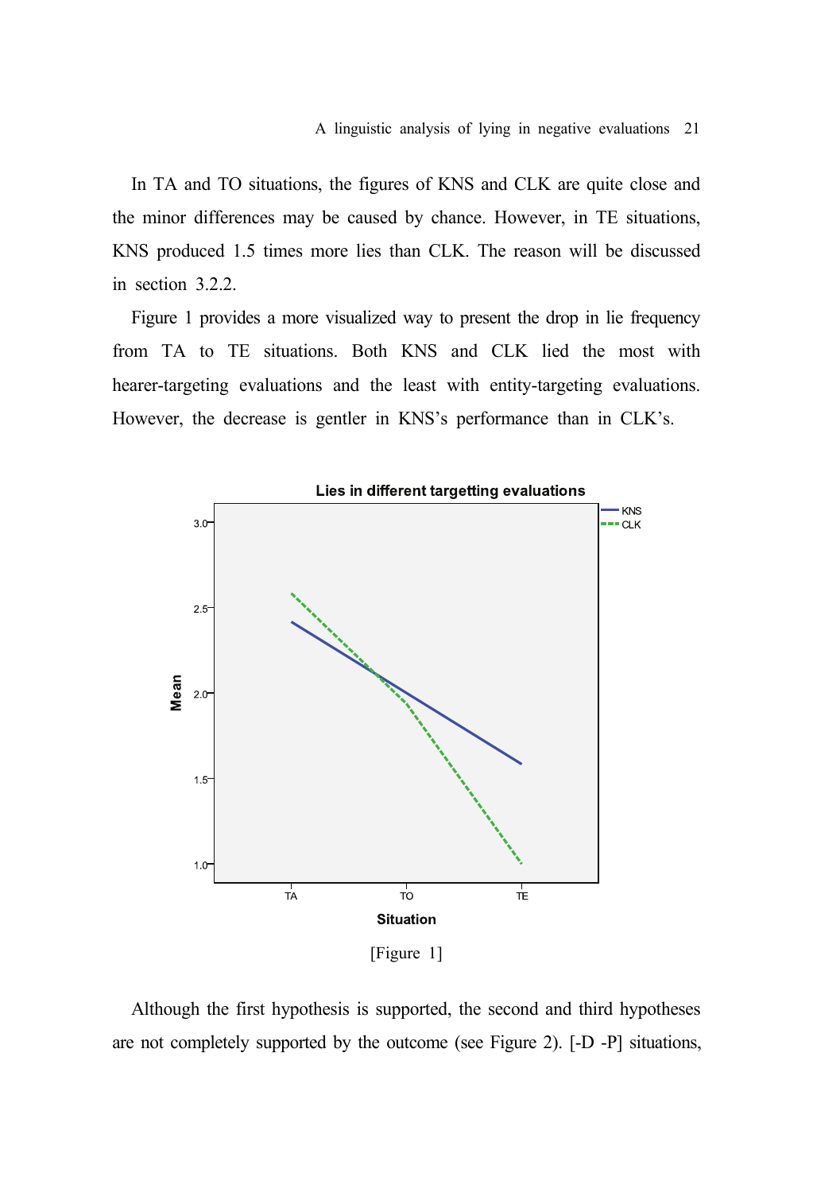In TA and TO situations, the figures of KNS and CLK are quite close and the minor differences may be caused by chance. However, in TE situations, KNS produced 1.5 times more lies than CLK. The reason will be discussed in section 3.2.2.

Figure 1 provides a more visualized way to present the drop in lie frequency from TA to TE situations. Both KNS and CLK lied the most with hearer-targeting evaluations and the least with entity-targeting evaluations. However, the decrease is gentler in KNS's performance than in CLK's.

[Figure 1]

Although the first hypothesis is supported, the second and third hypotheses are not completely supported by the outcome (see Figure 2). [-D -P] situations,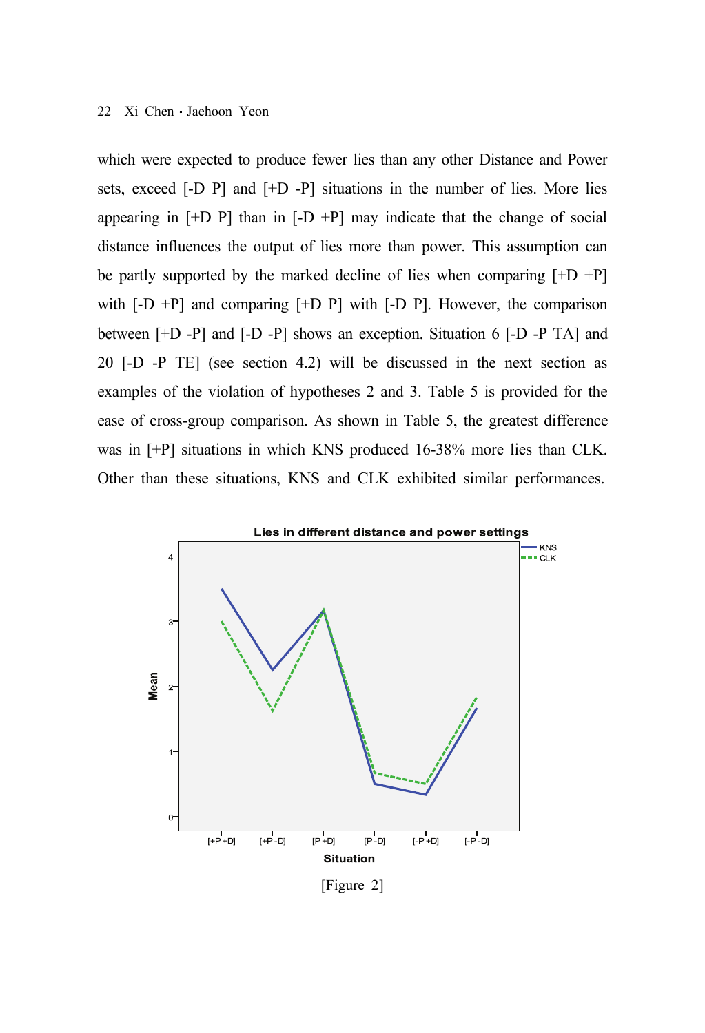which were expected to produce fewer lies than any other Distance and Power sets, exceed [-D P] and [+D -P] situations in the number of lies. More lies appearing in [+D P] than in [-D +P] may indicate that the change of social distance influences the output of lies more than power. This assumption can be partly supported by the marked decline of lies when comparing [+D +P] with [-D +P] and comparing [+D P] with [-D P]. However, the comparison between [+D -P] and [-D -P] shows an exception. Situation 6 [-D -P TA] and 20 [-D -P TE] (see section 4.2) will be discussed in the next section as examples of the violation of hypotheses 2 and 3. Table 5 is provided for the ease of cross-group comparison. As shown in Table 5, the greatest difference was in [+P] situations in which KNS produced 16-38% more lies than CLK. Other than these situations, KNS and CLK exhibited similar performances.

[Figure 2]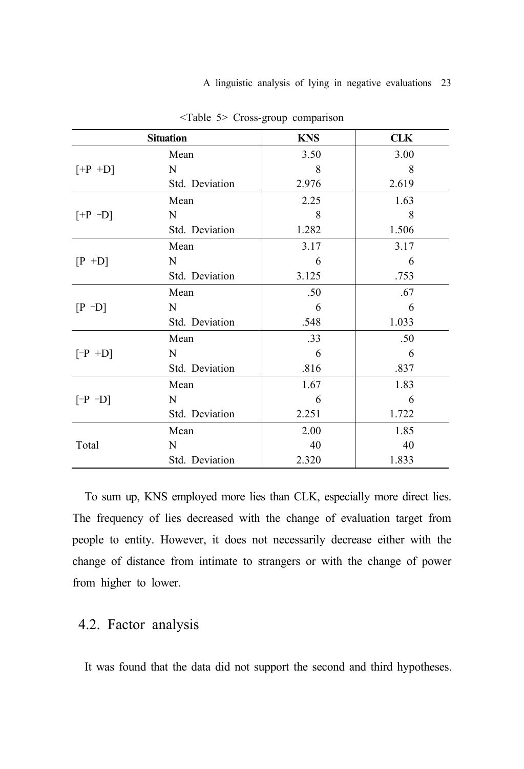<Table 5> Cross-group comparison

| Situation | | KNS | CLK |
|---|---|---|---|
| [+P +D] | Mean | 3.50 | 3.00 |
| | N | 8 | 8 |
| | Std. Deviation | 2.976 | 2.619 |
| [+P −D] | Mean | 2.25 | 1.63 |
| | N | 8 | 8 |
| | Std. Deviation | 1.282 | 1.506 |
| [P +D] | Mean | 3.17 | 3.17 |
| | N | 6 | 6 |
| | Std. Deviation | 3.125 | .753 |
| [P −D] | Mean | .50 | .67 |
| | N | 6 | 6 |
| | Std. Deviation | .548 | 1.033 |
| [−P +D] | Mean | .33 | .50 |
| | N | 6 | 6 |
| | Std. Deviation | .816 | .837 |
| [−P −D] | Mean | 1.67 | 1.83 |
| | N | 6 | 6 |
| | Std. Deviation | 2.251 | 1.722 |
| Total | Mean | 2.00 | 1.85 |
| | N | 40 | 40 |
| | Std. Deviation | 2.320 | 1.833 |

To sum up, KNS employed more lies than CLK, especially more direct lies. The frequency of lies decreased with the change of evaluation target from people to entity. However, it does not necessarily decrease either with the change of distance from intimate to strangers or with the change of power from higher to lower.

## 4.2. Factor analysis

It was found that the data did not support the second and third hypotheses.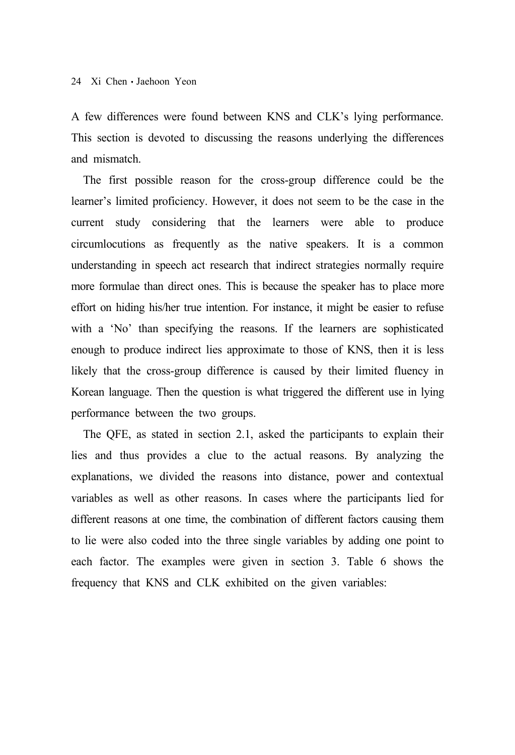A few differences were found between KNS and CLK's lying performance. This section is devoted to discussing the reasons underlying the differences and mismatch.

The first possible reason for the cross-group difference could be the learner's limited proficiency. However, it does not seem to be the case in the current study considering that the learners were able to produce circumlocutions as frequently as the native speakers. It is a common understanding in speech act research that indirect strategies normally require more formulae than direct ones. This is because the speaker has to place more effort on hiding his/her true intention. For instance, it might be easier to refuse with a 'No' than specifying the reasons. If the learners are sophisticated enough to produce indirect lies approximate to those of KNS, then it is less likely that the cross-group difference is caused by their limited fluency in Korean language. Then the question is what triggered the different use in lying performance between the two groups.

The QFE, as stated in section 2.1, asked the participants to explain their lies and thus provides a clue to the actual reasons. By analyzing the explanations, we divided the reasons into distance, power and contextual variables as well as other reasons. In cases where the participants lied for different reasons at one time, the combination of different factors causing them to lie were also coded into the three single variables by adding one point to each factor. The examples were given in section 3. Table 6 shows the frequency that KNS and CLK exhibited on the given variables: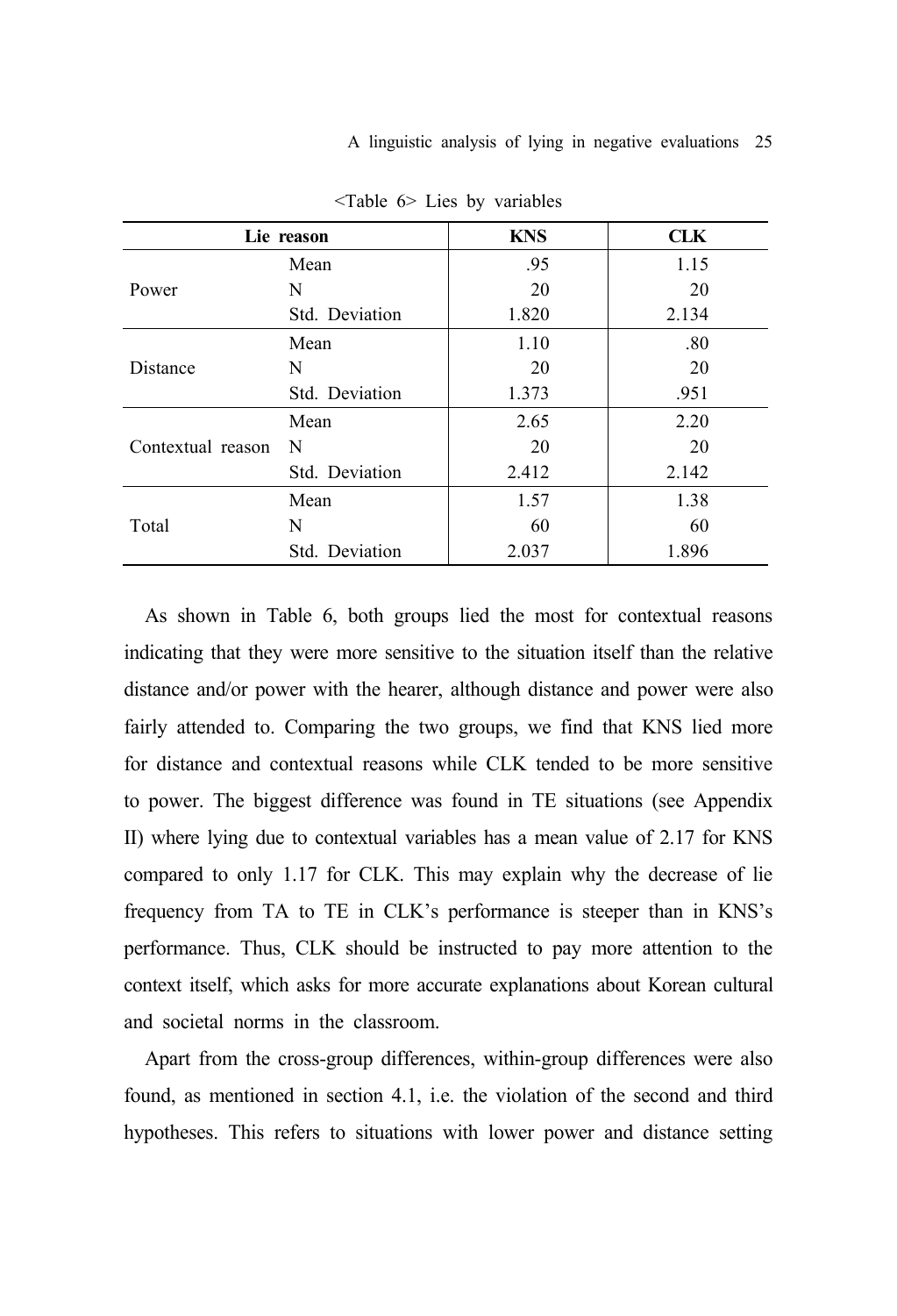<Table 6> Lies by variables

| Lie reason | | KNS | CLK |
|---|---|---|---|
| Power | Mean | .95 | 1.15 |
| | N | 20 | 20 |
| | Std. Deviation | 1.820 | 2.134 |
| Distance | Mean | 1.10 | .80 |
| | N | 20 | 20 |
| | Std. Deviation | 1.373 | .951 |
| Contextual reason | Mean | 2.65 | 2.20 |
| | N | 20 | 20 |
| | Std. Deviation | 2.412 | 2.142 |
| Total | Mean | 1.57 | 1.38 |
| | N | 60 | 60 |
| | Std. Deviation | 2.037 | 1.896 |

As shown in Table 6, both groups lied the most for contextual reasons indicating that they were more sensitive to the situation itself than the relative distance and/or power with the hearer, although distance and power were also fairly attended to. Comparing the two groups, we find that KNS lied more for distance and contextual reasons while CLK tended to be more sensitive to power. The biggest difference was found in TE situations (see Appendix II) where lying due to contextual variables has a mean value of 2.17 for KNS compared to only 1.17 for CLK. This may explain why the decrease of lie frequency from TA to TE in CLK's performance is steeper than in KNS's performance. Thus, CLK should be instructed to pay more attention to the context itself, which asks for more accurate explanations about Korean cultural and societal norms in the classroom.

Apart from the cross-group differences, within-group differences were also found, as mentioned in section 4.1, i.e. the violation of the second and third hypotheses. This refers to situations with lower power and distance setting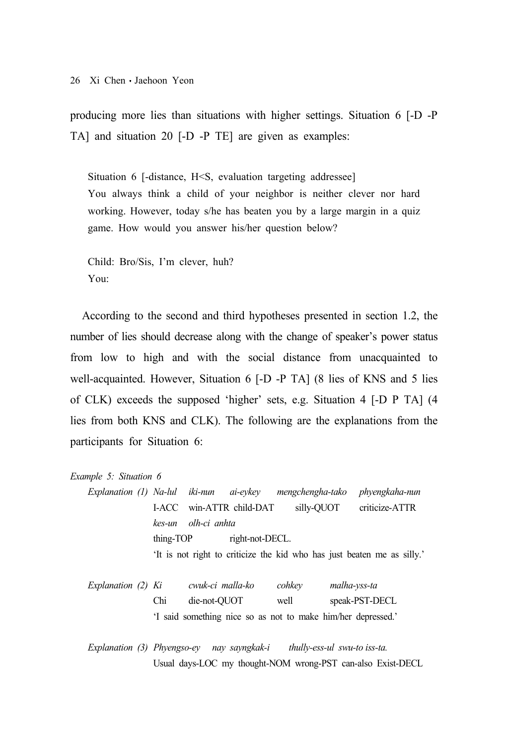producing more lies than situations with higher settings. Situation 6 [-D -P TA] and situation 20 [-D -P TE] are given as examples:

> Situation 6 [-distance, H<S, evaluation targeting addressee]
> You always think a child of your neighbor is neither clever nor hard working. However, today s/he has beaten you by a large margin in a quiz game. How would you answer his/her question below?
>
> Child: Bro/Sis, I'm clever, huh?
> You:

According to the second and third hypotheses presented in section 1.2, the number of lies should decrease along with the change of speaker's power status from low to high and with the social distance from unacquainted to well-acquainted. However, Situation 6 [-D -P TA] (8 lies of KNS and 5 lies of CLK) exceeds the supposed 'higher' sets, e.g. Situation 4 [-D P TA] (4 lies from both KNS and CLK). The following are the explanations from the participants for Situation 6:

*Example 5: Situation 6*

*Explanation (1)* *Na-lul iki-nun ai-eykey mengchengha-tako phyengkaha-nun kes-un olh-ci anhta*
I-ACC win-ATTR child-DAT silly-QUOT criticize-ATTR thing-TOP right-not-DECL.
'It is not right to criticize the kid who has just beaten me as silly.'

*Explanation (2)* *Ki cwuk-ci malla-ko cohkey malha-yss-ta*
Chi die-not-QUOT well speak-PST-DECL
'I said something nice so as not to make him/her depressed.'

*Explanation (3)* *Phyengso-ey nay sayngkak-i thully-ess-ul swu-to iss-ta.*
Usual days-LOC my thought-NOM wrong-PST can-also Exist-DECL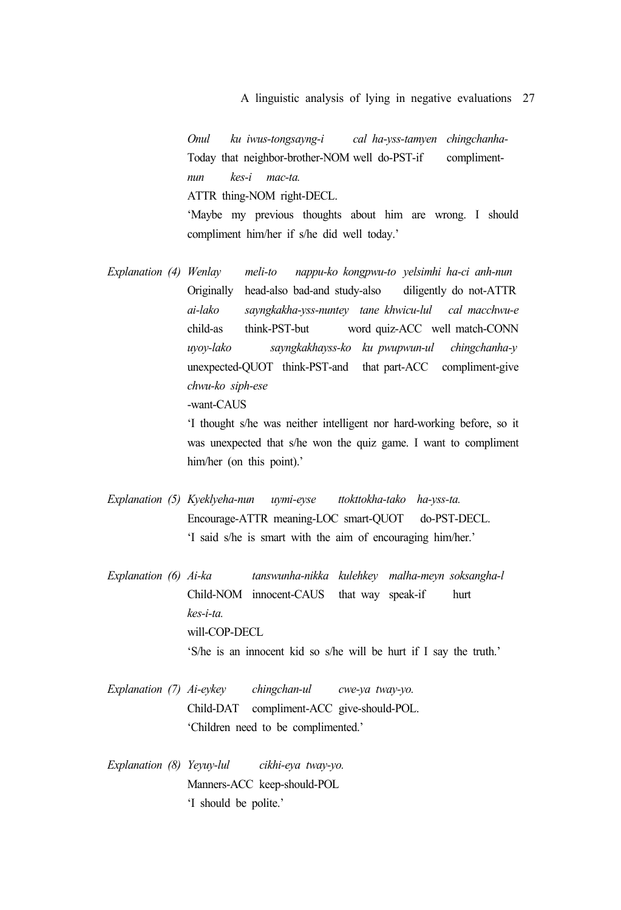*Onul ku iwus-tongsayng-i cal ha-yss-tamyen chingchanha-*
Today that neighbor-brother-NOM well do-PST-if compliment-
*nun kes-i mac-ta.*
ATTR thing-NOM right-DECL.
'Maybe my previous thoughts about him are wrong. I should compliment him/her if s/he did well today.'

*Explanation (4)* *Wenlay meli-to nappu-ko kongpwu-to yelsimhi ha-ci anh-nun*
Originally head-also bad-and study-also diligently do not-ATTR
*ai-lako sayngkakha-yss-nuntey tane khwicu-lul cal macchwu-e*
child-as think-PST-but word quiz-ACC well match-CONN
*uyoy-lako sayngkakhayss-ko ku pwupwun-ul chingchanha-y*
unexpected-QUOT think-PST-and that part-ACC compliment-give
*chwu-ko siph-ese*
-want-CAUS
'I thought s/he was neither intelligent nor hard-working before, so it was unexpected that s/he won the quiz game. I want to compliment him/her (on this point).'

*Explanation (5)* *Kyeklyeha-nun uymi-eyse ttokttokha-tako ha-yss-ta.*
Encourage-ATTR meaning-LOC smart-QUOT do-PST-DECL.
'I said s/he is smart with the aim of encouraging him/her.'

*Explanation (6)* *Ai-ka tanswunha-nikka kulehkey malha-meyn soksangha-l*
Child-NOM innocent-CAUS that way speak-if hurt
*kes-i-ta.*
will-COP-DECL
'S/he is an innocent kid so s/he will be hurt if I say the truth.'

*Explanation (7)* *Ai-eykey chingchan-ul cwe-ya tway-yo.*
Child-DAT compliment-ACC give-should-POL.
'Children need to be complimented.'

*Explanation (8)* *Yeyuy-lul cikhi-eya tway-yo.*
Manners-ACC keep-should-POL
'I should be polite.'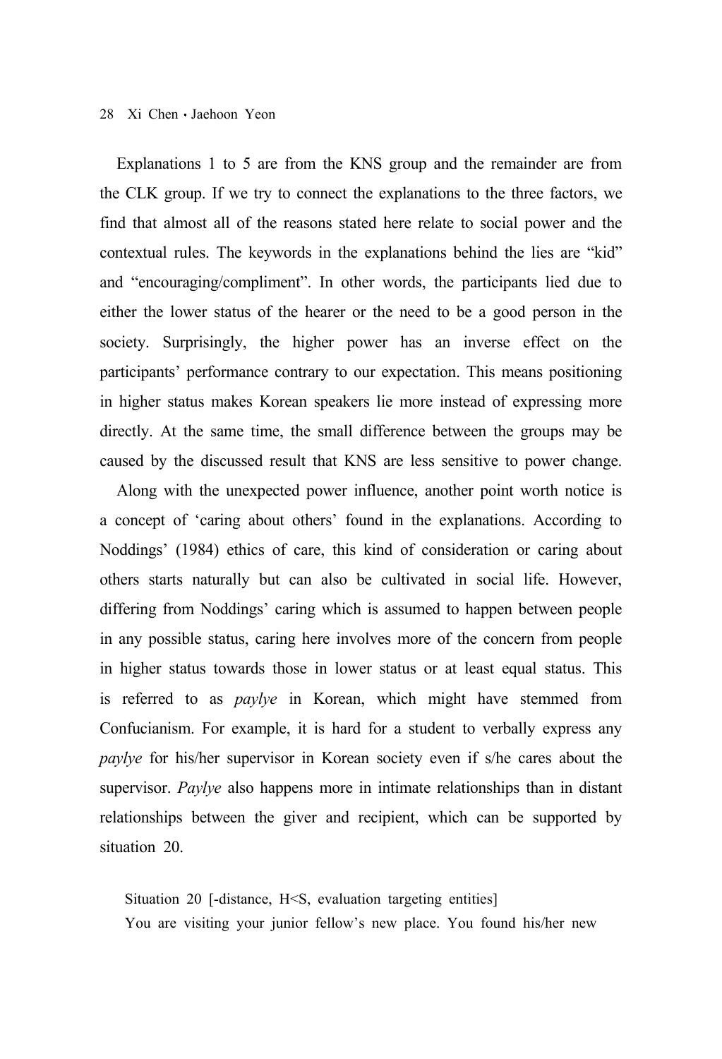Explanations 1 to 5 are from the KNS group and the remainder are from the CLK group. If we try to connect the explanations to the three factors, we find that almost all of the reasons stated here relate to social power and the contextual rules. The keywords in the explanations behind the lies are "kid" and "encouraging/compliment". In other words, the participants lied due to either the lower status of the hearer or the need to be a good person in the society. Surprisingly, the higher power has an inverse effect on the participants' performance contrary to our expectation. This means positioning in higher status makes Korean speakers lie more instead of expressing more directly. At the same time, the small difference between the groups may be caused by the discussed result that KNS are less sensitive to power change.

Along with the unexpected power influence, another point worth notice is a concept of 'caring about others' found in the explanations. According to Noddings' (1984) ethics of care, this kind of consideration or caring about others starts naturally but can also be cultivated in social life. However, differing from Noddings' caring which is assumed to happen between people in any possible status, caring here involves more of the concern from people in higher status towards those in lower status or at least equal status. This is referred to as *paylye* in Korean, which might have stemmed from Confucianism. For example, it is hard for a student to verbally express any *paylye* for his/her supervisor in Korean society even if s/he cares about the supervisor. *Paylye* also happens more in intimate relationships than in distant relationships between the giver and recipient, which can be supported by situation 20.

> Situation 20 [-distance, H<S, evaluation targeting entities]
> You are visiting your junior fellow's new place. You found his/her new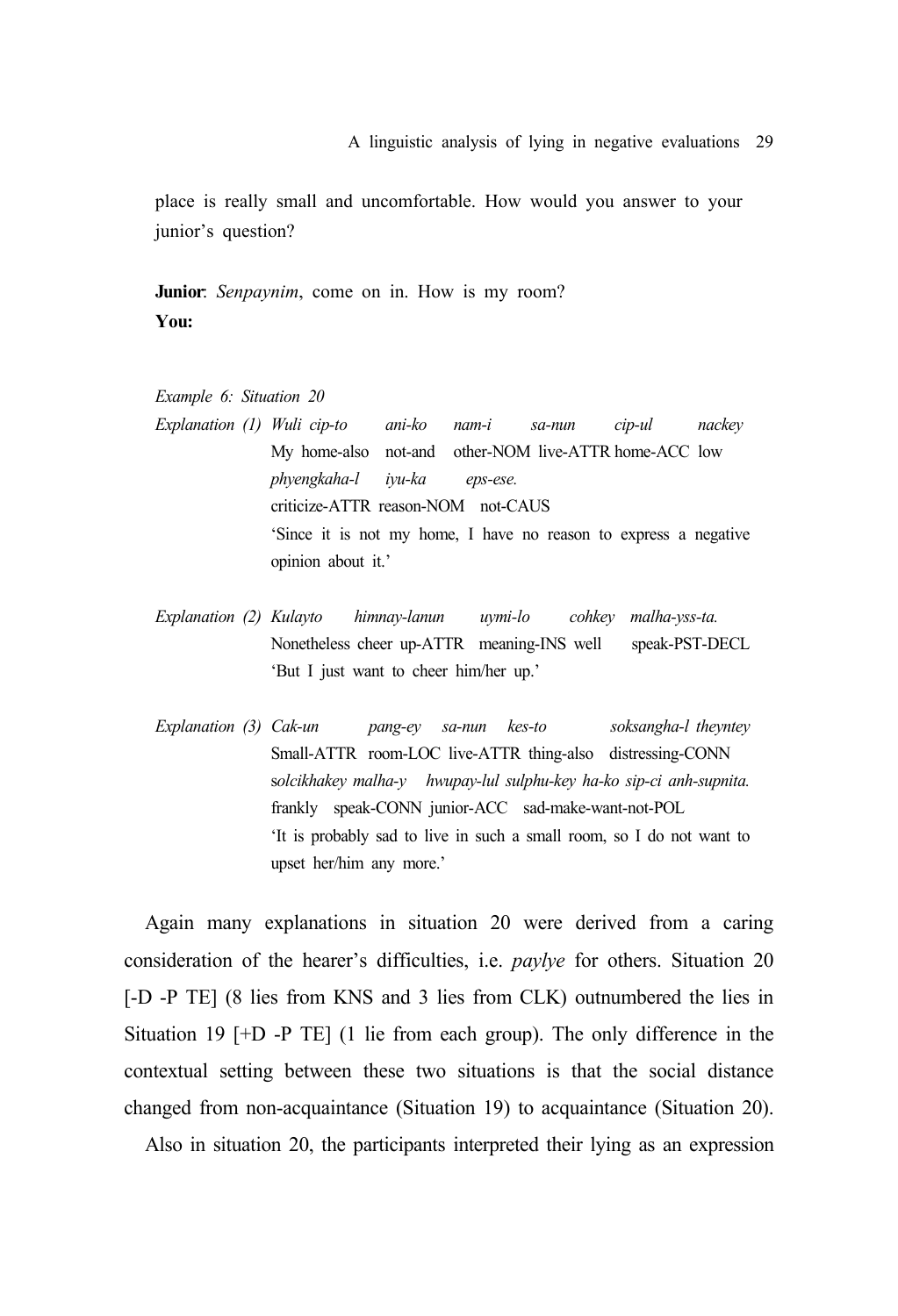place is really small and uncomfortable. How would you answer to your junior's question?

**Junior**: *Senpaynim*, come on in. How is my room?
**You:**

*Example 6: Situation 20*

*Explanation (1)* *Wuli cip-to ani-ko nam-i sa-nun cip-ul nackey phyengkaha-l iyu-ka eps-ese.*
My home-also not-and other-NOM live-ATTR home-ACC low criticize-ATTR reason-NOM not-CAUS
'Since it is not my home, I have no reason to express a negative opinion about it.'

*Explanation (2)* *Kulayto himnay-lanun uymi-lo cohkey malha-yss-ta.*
Nonetheless cheer up-ATTR meaning-INS well speak-PST-DECL
'But I just want to cheer him/her up.'

*Explanation (3)* *Cak-un pang-ey sa-nun kes-to soksangha-l theyntey solcikhakey malha-y hwupay-lul sulphu-key ha-ko sip-ci anh-supnita.*
Small-ATTR room-LOC live-ATTR thing-also distressing-CONN frankly speak-CONN junior-ACC sad-make-want-not-POL
'It is probably sad to live in such a small room, so I do not want to upset her/him any more.'

Again many explanations in situation 20 were derived from a caring consideration of the hearer's difficulties, i.e. *paylye* for others. Situation 20 [-D -P TE] (8 lies from KNS and 3 lies from CLK) outnumbered the lies in Situation 19 [+D -P TE] (1 lie from each group). The only difference in the contextual setting between these two situations is that the social distance changed from non-acquaintance (Situation 19) to acquaintance (Situation 20).

Also in situation 20, the participants interpreted their lying as an expression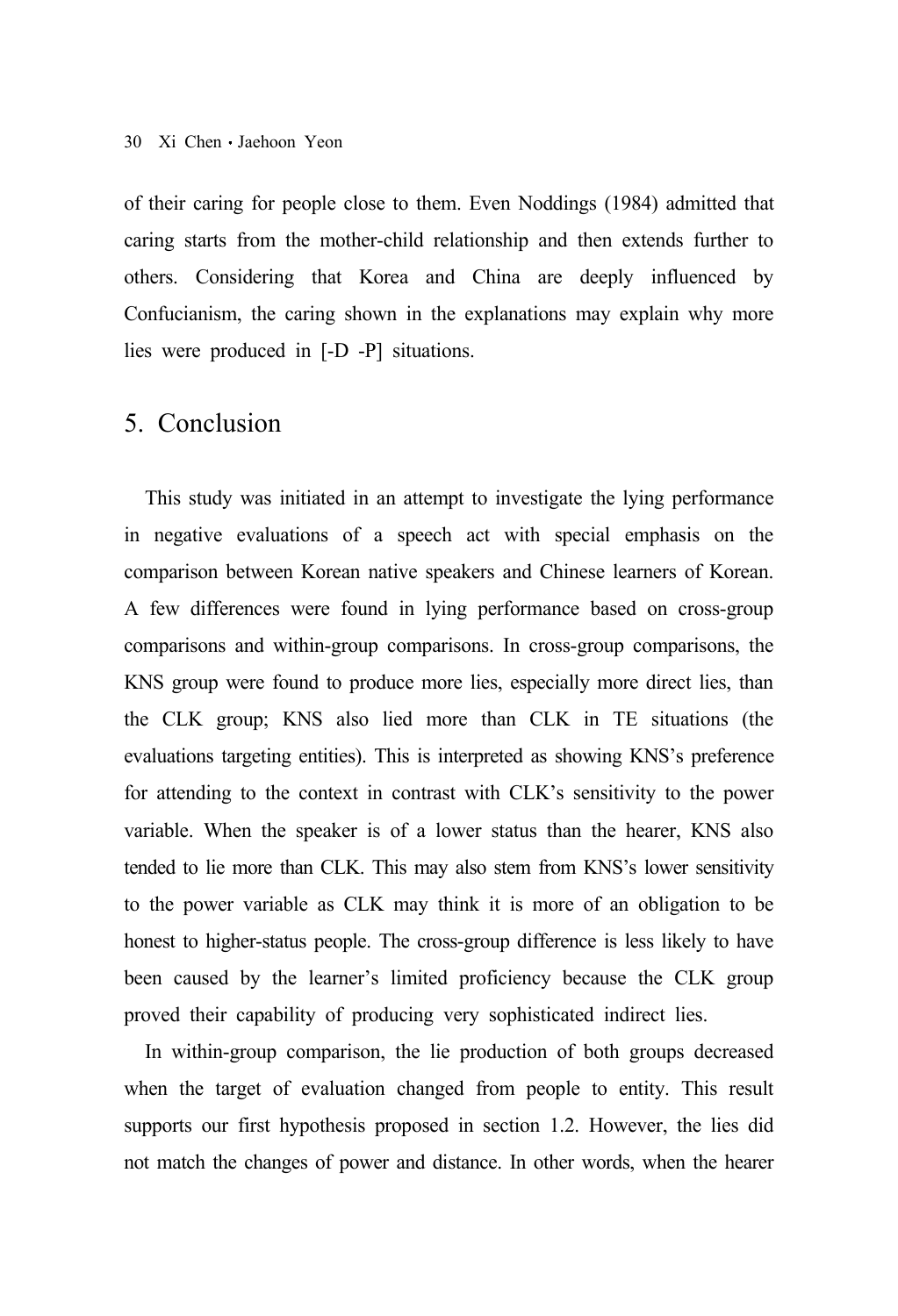of their caring for people close to them. Even Noddings (1984) admitted that caring starts from the mother-child relationship and then extends further to others. Considering that Korea and China are deeply influenced by Confucianism, the caring shown in the explanations may explain why more lies were produced in [-D -P] situations.

## 5. Conclusion

This study was initiated in an attempt to investigate the lying performance in negative evaluations of a speech act with special emphasis on the comparison between Korean native speakers and Chinese learners of Korean. A few differences were found in lying performance based on cross-group comparisons and within-group comparisons. In cross-group comparisons, the KNS group were found to produce more lies, especially more direct lies, than the CLK group; KNS also lied more than CLK in TE situations (the evaluations targeting entities). This is interpreted as showing KNS's preference for attending to the context in contrast with CLK's sensitivity to the power variable. When the speaker is of a lower status than the hearer, KNS also tended to lie more than CLK. This may also stem from KNS's lower sensitivity to the power variable as CLK may think it is more of an obligation to be honest to higher-status people. The cross-group difference is less likely to have been caused by the learner's limited proficiency because the CLK group proved their capability of producing very sophisticated indirect lies.

In within-group comparison, the lie production of both groups decreased when the target of evaluation changed from people to entity. This result supports our first hypothesis proposed in section 1.2. However, the lies did not match the changes of power and distance. In other words, when the hearer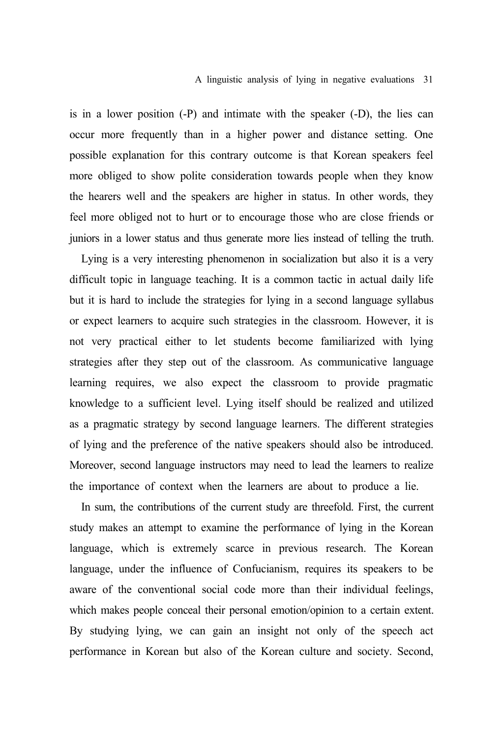is in a lower position (-P) and intimate with the speaker (-D), the lies can occur more frequently than in a higher power and distance setting. One possible explanation for this contrary outcome is that Korean speakers feel more obliged to show polite consideration towards people when they know the hearers well and the speakers are higher in status. In other words, they feel more obliged not to hurt or to encourage those who are close friends or juniors in a lower status and thus generate more lies instead of telling the truth.

Lying is a very interesting phenomenon in socialization but also it is a very difficult topic in language teaching. It is a common tactic in actual daily life but it is hard to include the strategies for lying in a second language syllabus or expect learners to acquire such strategies in the classroom. However, it is not very practical either to let students become familiarized with lying strategies after they step out of the classroom. As communicative language learning requires, we also expect the classroom to provide pragmatic knowledge to a sufficient level. Lying itself should be realized and utilized as a pragmatic strategy by second language learners. The different strategies of lying and the preference of the native speakers should also be introduced. Moreover, second language instructors may need to lead the learners to realize the importance of context when the learners are about to produce a lie.

In sum, the contributions of the current study are threefold. First, the current study makes an attempt to examine the performance of lying in the Korean language, which is extremely scarce in previous research. The Korean language, under the influence of Confucianism, requires its speakers to be aware of the conventional social code more than their individual feelings, which makes people conceal their personal emotion/opinion to a certain extent. By studying lying, we can gain an insight not only of the speech act performance in Korean but also of the Korean culture and society. Second,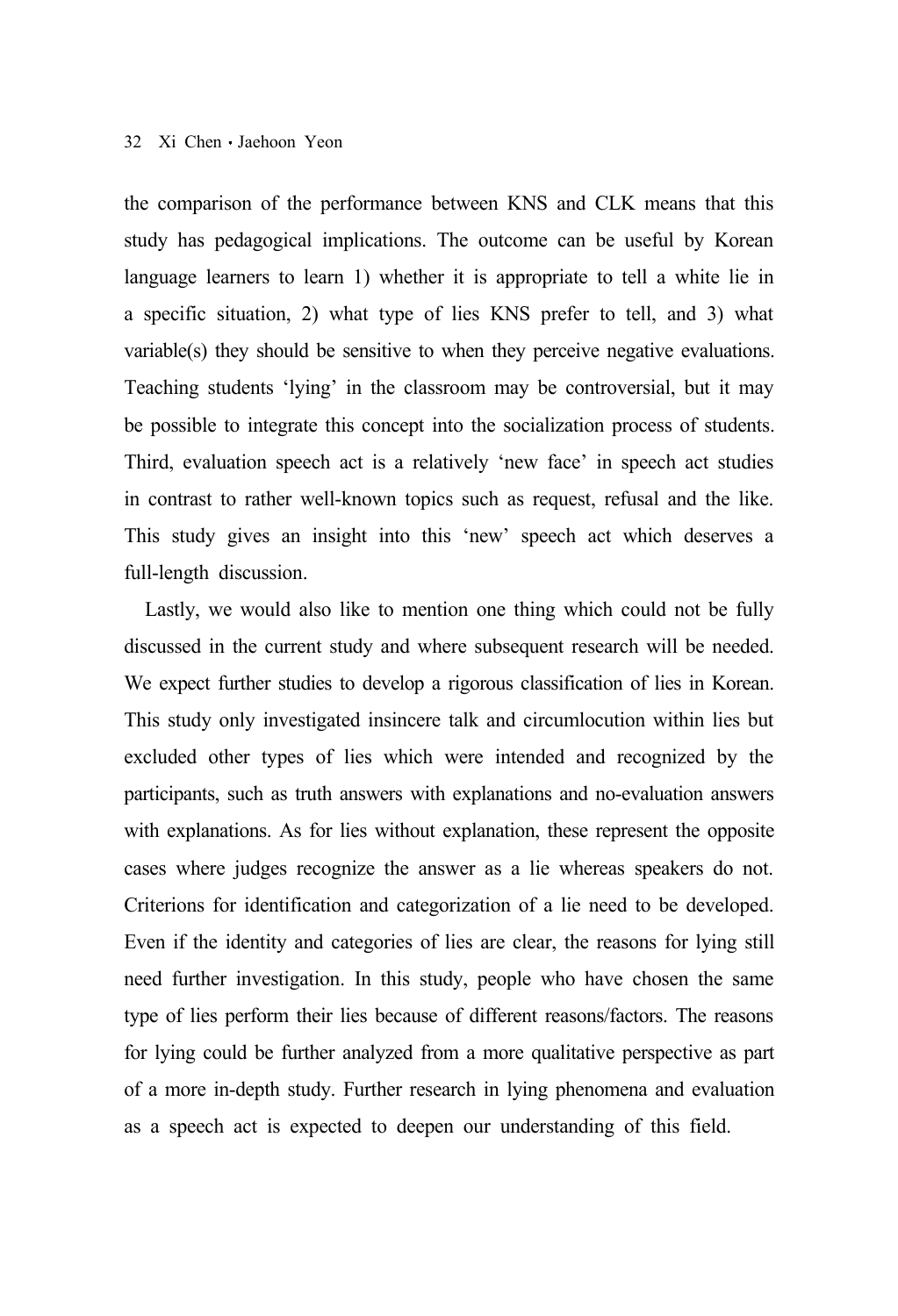the comparison of the performance between KNS and CLK means that this study has pedagogical implications. The outcome can be useful by Korean language learners to learn 1) whether it is appropriate to tell a white lie in a specific situation, 2) what type of lies KNS prefer to tell, and 3) what variable(s) they should be sensitive to when they perceive negative evaluations. Teaching students 'lying' in the classroom may be controversial, but it may be possible to integrate this concept into the socialization process of students. Third, evaluation speech act is a relatively 'new face' in speech act studies in contrast to rather well-known topics such as request, refusal and the like. This study gives an insight into this 'new' speech act which deserves a full-length discussion.

Lastly, we would also like to mention one thing which could not be fully discussed in the current study and where subsequent research will be needed. We expect further studies to develop a rigorous classification of lies in Korean. This study only investigated insincere talk and circumlocution within lies but excluded other types of lies which were intended and recognized by the participants, such as truth answers with explanations and no-evaluation answers with explanations. As for lies without explanation, these represent the opposite cases where judges recognize the answer as a lie whereas speakers do not. Criterions for identification and categorization of a lie need to be developed. Even if the identity and categories of lies are clear, the reasons for lying still need further investigation. In this study, people who have chosen the same type of lies perform their lies because of different reasons/factors. The reasons for lying could be further analyzed from a more qualitative perspective as part of a more in-depth study. Further research in lying phenomena and evaluation as a speech act is expected to deepen our understanding of this field.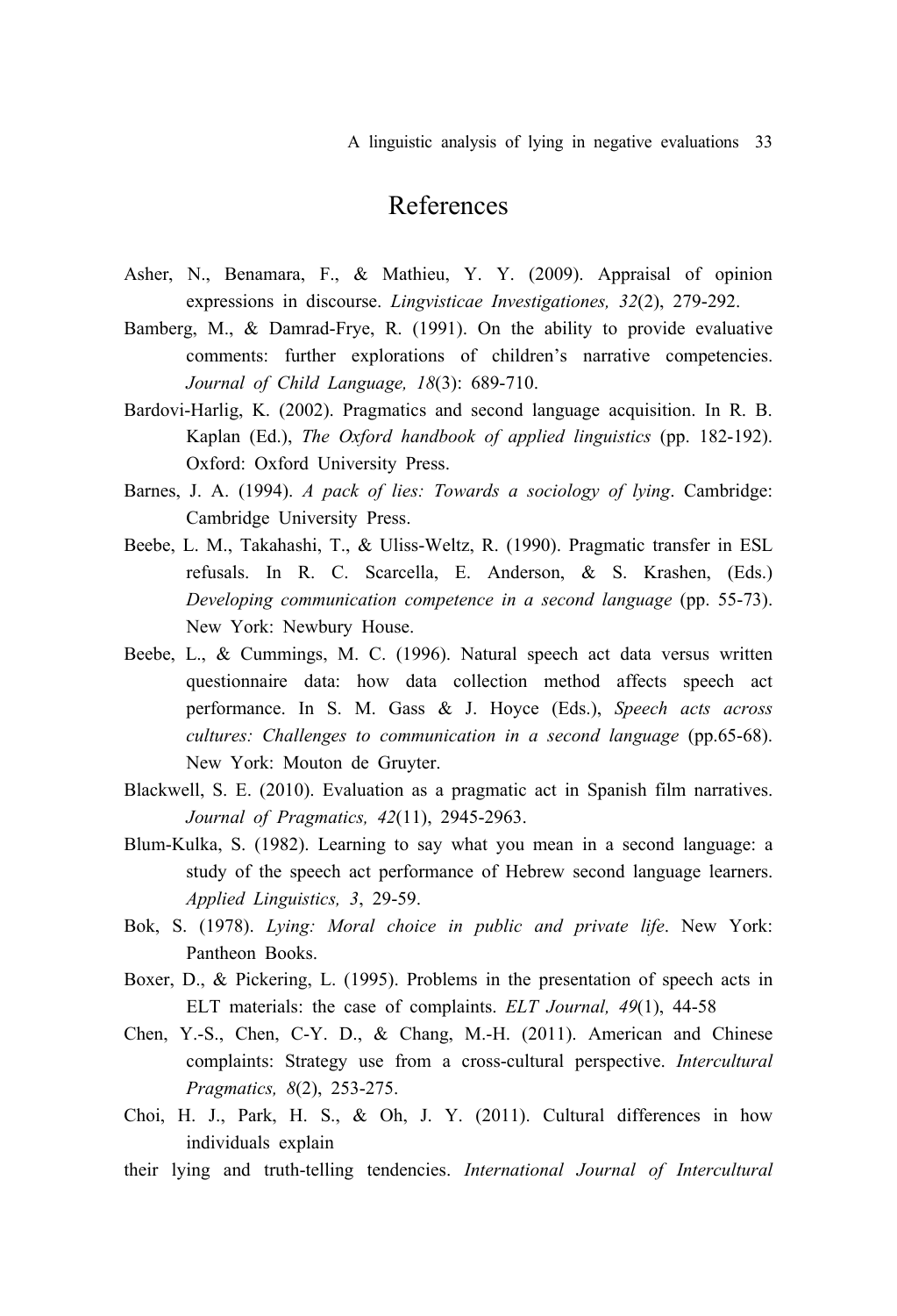# References

Asher, N., Benamara, F., & Mathieu, Y. Y. (2009). Appraisal of opinion expressions in discourse. *Lingvisticae Investigationes, 32*(2), 279-292.

Bamberg, M., & Damrad-Frye, R. (1991). On the ability to provide evaluative comments: further explorations of children's narrative competencies. *Journal of Child Language, 18*(3): 689-710.

Bardovi-Harlig, K. (2002). Pragmatics and second language acquisition. In R. B. Kaplan (Ed.), *The Oxford handbook of applied linguistics* (pp. 182-192). Oxford: Oxford University Press.

Barnes, J. A. (1994). *A pack of lies: Towards a sociology of lying*. Cambridge: Cambridge University Press.

Beebe, L. M., Takahashi, T., & Uliss-Weltz, R. (1990). Pragmatic transfer in ESL refusals. In R. C. Scarcella, E. Anderson, & S. Krashen, (Eds.) *Developing communication competence in a second language* (pp. 55-73). New York: Newbury House.

Beebe, L., & Cummings, M. C. (1996). Natural speech act data versus written questionnaire data: how data collection method affects speech act performance. In S. M. Gass & J. Hoyce (Eds.), *Speech acts across cultures: Challenges to communication in a second language* (pp.65-68). New York: Mouton de Gruyter.

Blackwell, S. E. (2010). Evaluation as a pragmatic act in Spanish film narratives. *Journal of Pragmatics, 42*(11), 2945-2963.

Blum-Kulka, S. (1982). Learning to say what you mean in a second language: a study of the speech act performance of Hebrew second language learners. *Applied Linguistics, 3*, 29-59.

Bok, S. (1978). *Lying: Moral choice in public and private life*. New York: Pantheon Books.

Boxer, D., & Pickering, L. (1995). Problems in the presentation of speech acts in ELT materials: the case of complaints. *ELT Journal, 49*(1), 44-58

Chen, Y.-S., Chen, C-Y. D., & Chang, M.-H. (2011). American and Chinese complaints: Strategy use from a cross-cultural perspective. *Intercultural Pragmatics, 8*(2), 253-275.

Choi, H. J., Park, H. S., & Oh, J. Y. (2011). Cultural differences in how individuals explain

their lying and truth-telling tendencies. *International Journal of Intercultural*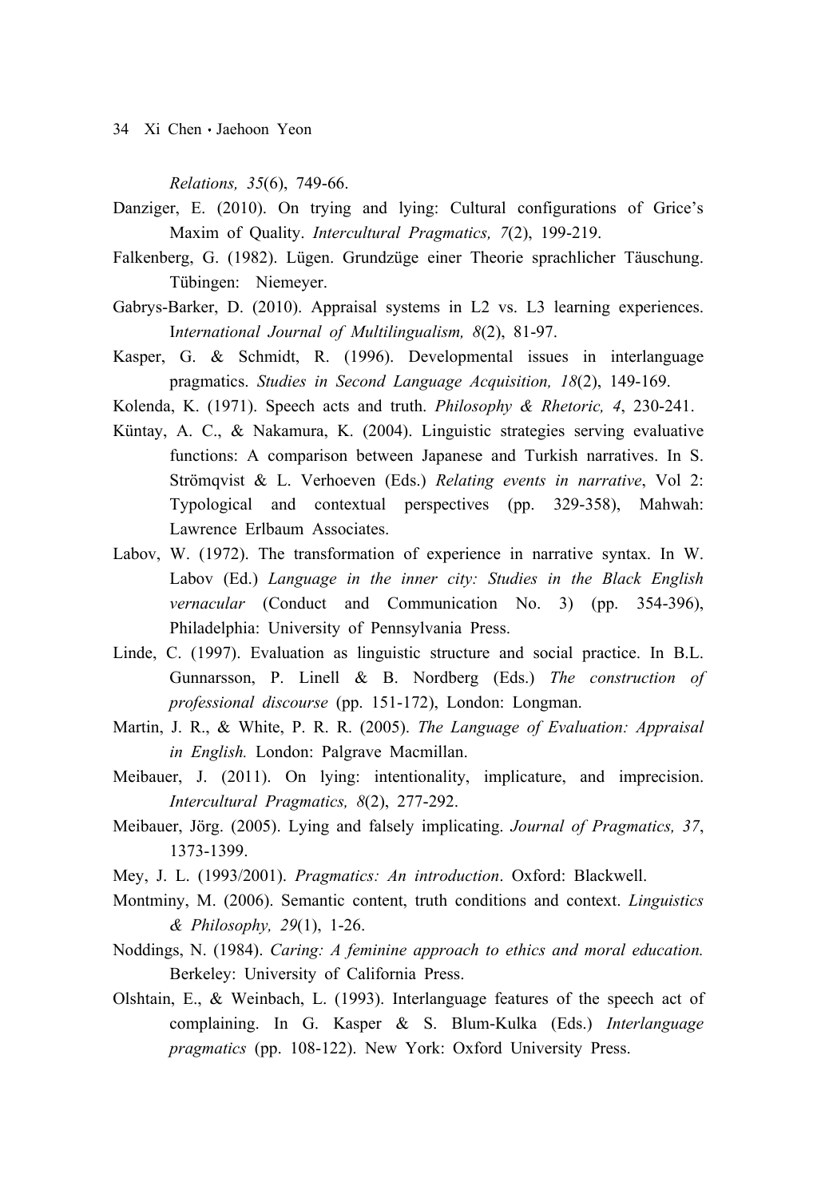*Relations, 35*(6), 749-66.

Danziger, E. (2010). On trying and lying: Cultural configurations of Grice's Maxim of Quality. *Intercultural Pragmatics, 7*(2), 199-219.

Falkenberg, G. (1982). Lügen. Grundzüge einer Theorie sprachlicher Täuschung. Tübingen: Niemeyer.

Gabrys-Barker, D. (2010). Appraisal systems in L2 vs. L3 learning experiences. I*nternational Journal of Multilingualism, 8*(2), 81-97.

Kasper, G. & Schmidt, R. (1996). Developmental issues in interlanguage pragmatics. *Studies in Second Language Acquisition, 18*(2), 149-169.

Kolenda, K. (1971). Speech acts and truth. *Philosophy & Rhetoric, 4*, 230-241.

Küntay, A. C., & Nakamura, K. (2004). Linguistic strategies serving evaluative functions: A comparison between Japanese and Turkish narratives. In S. Strömqvist & L. Verhoeven (Eds.) *Relating events in narrative*, Vol 2: Typological and contextual perspectives (pp. 329-358), Mahwah: Lawrence Erlbaum Associates.

Labov, W. (1972). The transformation of experience in narrative syntax. In W. Labov (Ed.) *Language in the inner city: Studies in the Black English vernacular* (Conduct and Communication No. 3) (pp. 354-396), Philadelphia: University of Pennsylvania Press.

Linde, C. (1997). Evaluation as linguistic structure and social practice. In B.L. Gunnarsson, P. Linell & B. Nordberg (Eds.) *The construction of professional discourse* (pp. 151-172), London: Longman.

Martin, J. R., & White, P. R. R. (2005). *The Language of Evaluation: Appraisal in English.* London: Palgrave Macmillan.

Meibauer, J. (2011). On lying: intentionality, implicature, and imprecision. *Intercultural Pragmatics, 8*(2), 277-292.

Meibauer, Jörg. (2005). Lying and falsely implicating. *Journal of Pragmatics, 37*, 1373-1399.

Mey, J. L. (1993/2001). *Pragmatics: An introduction*. Oxford: Blackwell.

Montminy, M. (2006). Semantic content, truth conditions and context. *Linguistics & Philosophy, 29*(1), 1-26.

Noddings, N. (1984). *Caring: A feminine approach to ethics and moral education.* Berkeley: University of California Press.

Olshtain, E., & Weinbach, L. (1993). Interlanguage features of the speech act of complaining. In G. Kasper & S. Blum-Kulka (Eds.) *Interlanguage pragmatics* (pp. 108-122). New York: Oxford University Press.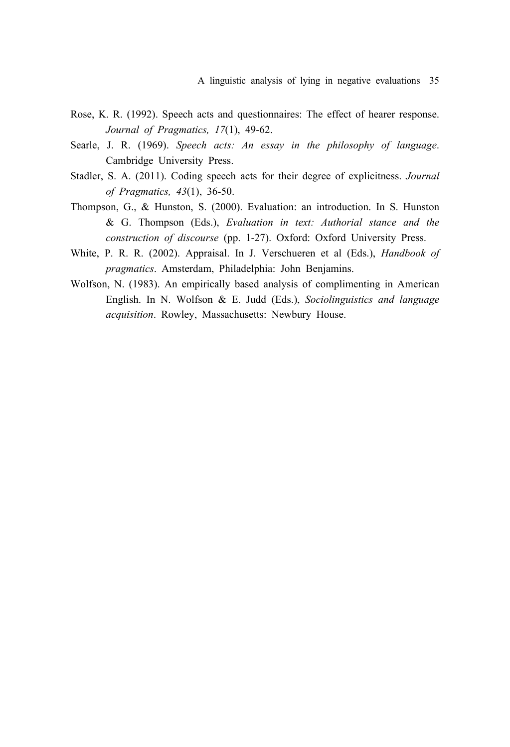Rose, K. R. (1992). Speech acts and questionnaires: The effect of hearer response. *Journal of Pragmatics, 17*(1), 49-62.

Searle, J. R. (1969). *Speech acts: An essay in the philosophy of language*. Cambridge University Press.

Stadler, S. A. (2011). Coding speech acts for their degree of explicitness. *Journal of Pragmatics, 43*(1), 36-50.

Thompson, G., & Hunston, S. (2000). Evaluation: an introduction. In S. Hunston & G. Thompson (Eds.), *Evaluation in text: Authorial stance and the construction of discourse* (pp. 1-27). Oxford: Oxford University Press.

White, P. R. R. (2002). Appraisal. In J. Verschueren et al (Eds.), *Handbook of pragmatics*. Amsterdam, Philadelphia: John Benjamins.

Wolfson, N. (1983). An empirically based analysis of complimenting in American English. In N. Wolfson & E. Judd (Eds.), *Sociolinguistics and language acquisition*. Rowley, Massachusetts: Newbury House.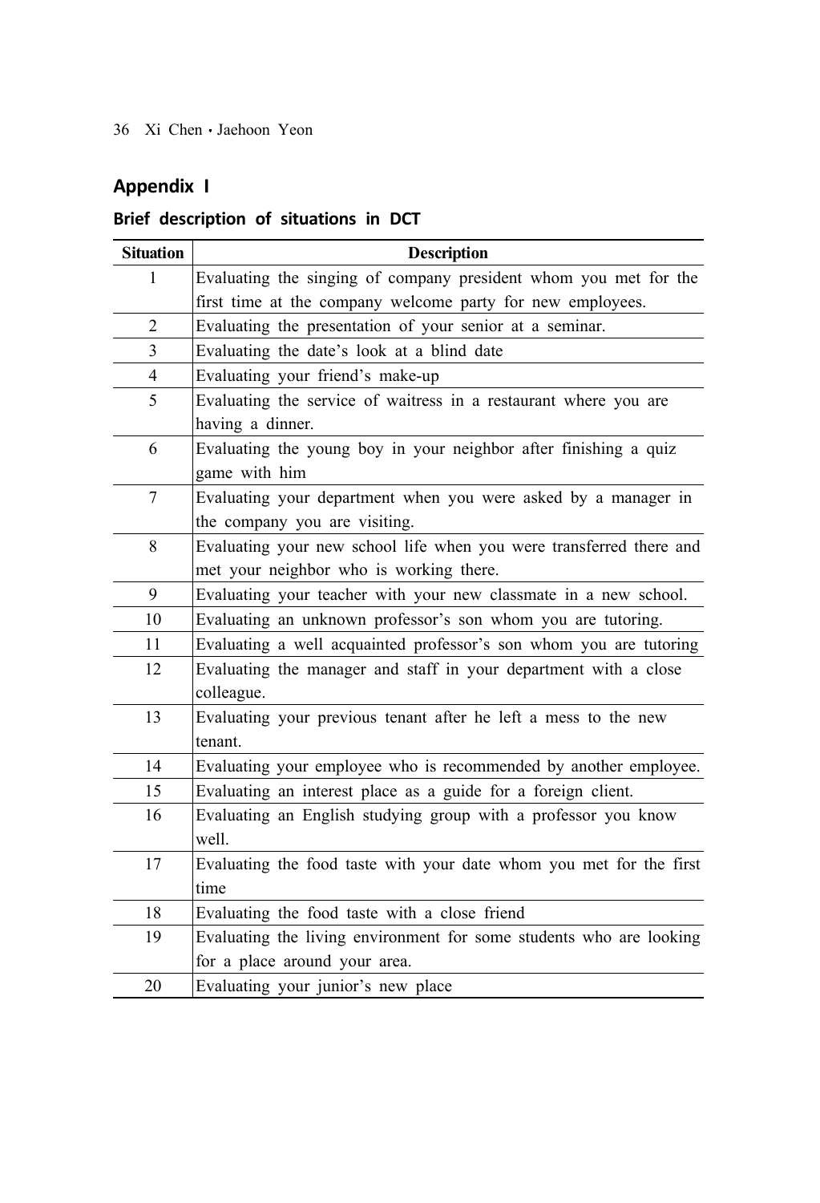## Appendix I

### Brief description of situations in DCT

| Situation | Description |
|---|---|
| 1 | Evaluating the singing of company president whom you met for the first time at the company welcome party for new employees. |
| 2 | Evaluating the presentation of your senior at a seminar. |
| 3 | Evaluating the date's look at a blind date |
| 4 | Evaluating your friend's make-up |
| 5 | Evaluating the service of waitress in a restaurant where you are having a dinner. |
| 6 | Evaluating the young boy in your neighbor after finishing a quiz game with him |
| 7 | Evaluating your department when you were asked by a manager in the company you are visiting. |
| 8 | Evaluating your new school life when you were transferred there and met your neighbor who is working there. |
| 9 | Evaluating your teacher with your new classmate in a new school. |
| 10 | Evaluating an unknown professor's son whom you are tutoring. |
| 11 | Evaluating a well acquainted professor's son whom you are tutoring |
| 12 | Evaluating the manager and staff in your department with a close colleague. |
| 13 | Evaluating your previous tenant after he left a mess to the new tenant. |
| 14 | Evaluating your employee who is recommended by another employee. |
| 15 | Evaluating an interest place as a guide for a foreign client. |
| 16 | Evaluating an English studying group with a professor you know well. |
| 17 | Evaluating the food taste with your date whom you met for the first time |
| 18 | Evaluating the food taste with a close friend |
| 19 | Evaluating the living environment for some students who are looking for a place around your area. |
| 20 | Evaluating your junior's new place |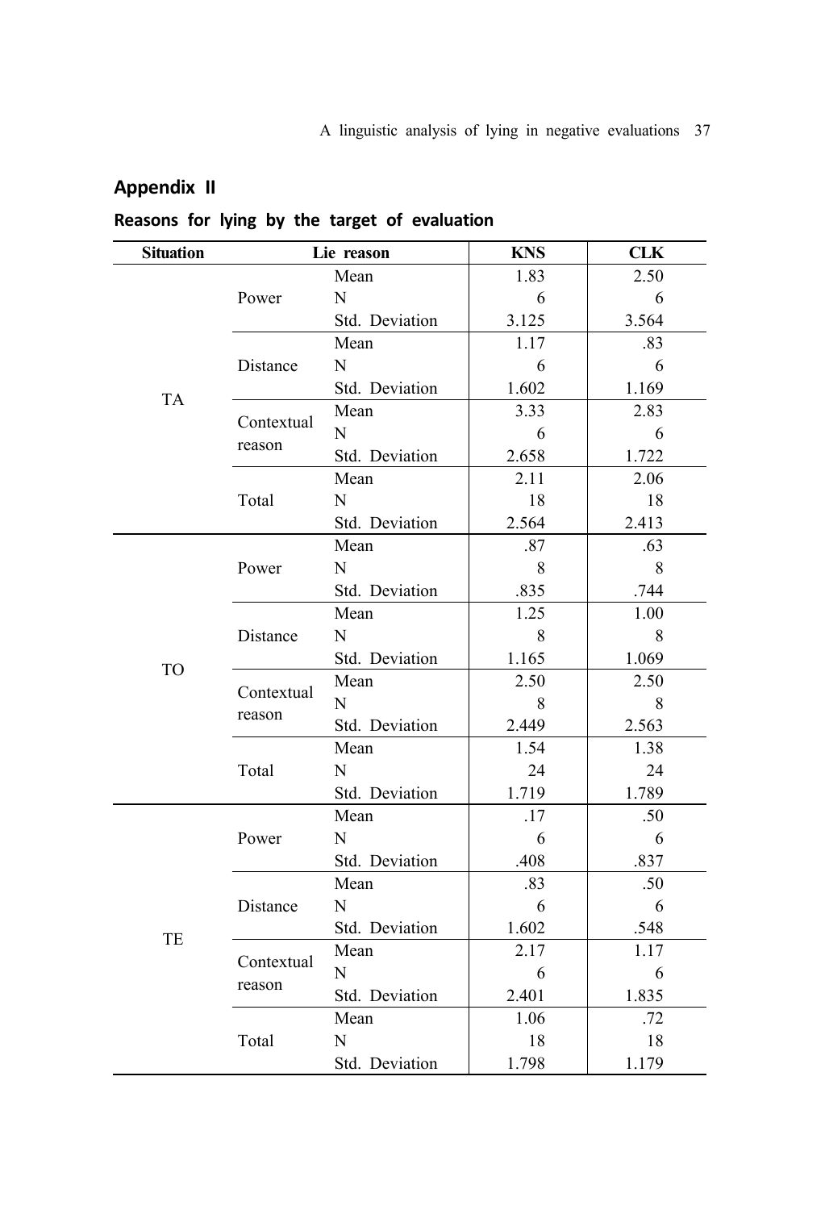## Appendix II

### Reasons for lying by the target of evaluation

| Situation | Lie reason | | KNS | CLK |
|---|---|---|---|---|
| TA | Power | Mean | 1.83 | 2.50 |
| | | N | 6 | 6 |
| | | Std. Deviation | 3.125 | 3.564 |
| | Distance | Mean | 1.17 | .83 |
| | | N | 6 | 6 |
| | | Std. Deviation | 1.602 | 1.169 |
| | Contextual reason | Mean | 3.33 | 2.83 |
| | | N | 6 | 6 |
| | | Std. Deviation | 2.658 | 1.722 |
| | Total | Mean | 2.11 | 2.06 |
| | | N | 18 | 18 |
| | | Std. Deviation | 2.564 | 2.413 |
| TO | Power | Mean | .87 | .63 |
| | | N | 8 | 8 |
| | | Std. Deviation | .835 | .744 |
| | Distance | Mean | 1.25 | 1.00 |
| | | N | 8 | 8 |
| | | Std. Deviation | 1.165 | 1.069 |
| | Contextual reason | Mean | 2.50 | 2.50 |
| | | N | 8 | 8 |
| | | Std. Deviation | 2.449 | 2.563 |
| | Total | Mean | 1.54 | 1.38 |
| | | N | 24 | 24 |
| | | Std. Deviation | 1.719 | 1.789 |
| TE | Power | Mean | .17 | .50 |
| | | N | 6 | 6 |
| | | Std. Deviation | .408 | .837 |
| | Distance | Mean | .83 | .50 |
| | | N | 6 | 6 |
| | | Std. Deviation | 1.602 | .548 |
| | Contextual reason | Mean | 2.17 | 1.17 |
| | | N | 6 | 6 |
| | | Std. Deviation | 2.401 | 1.835 |
| | Total | Mean | 1.06 | .72 |
| | | N | 18 | 18 |
| | | Std. Deviation | 1.798 | 1.179 |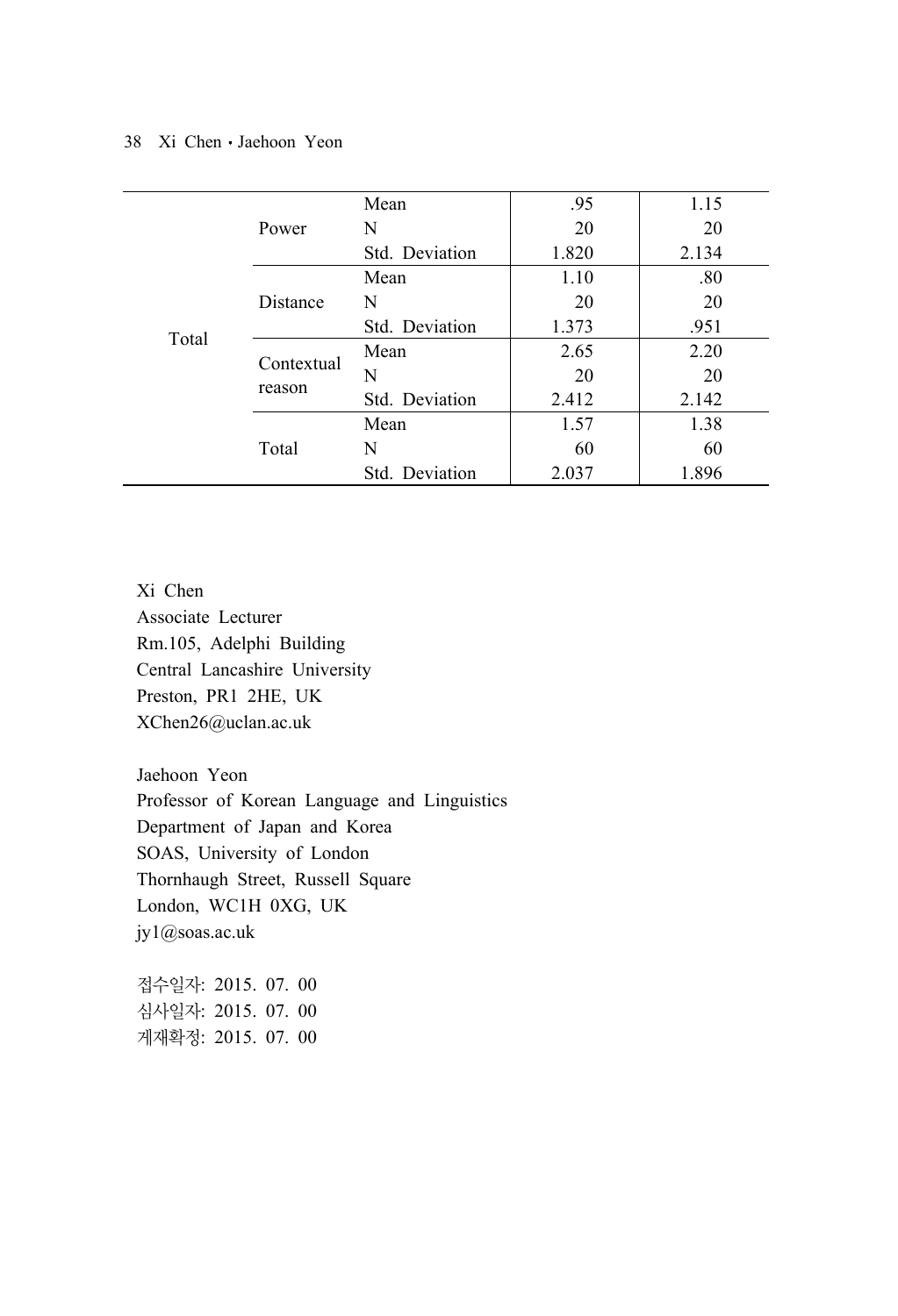| | | | | |
|---|---|---|---|---|
| Total | Power | Mean | .95 | 1.15 |
| | | N | 20 | 20 |
| | | Std. Deviation | 1.820 | 2.134 |
| | Distance | Mean | 1.10 | .80 |
| | | N | 20 | 20 |
| | | Std. Deviation | 1.373 | .951 |
| | Contextual reason | Mean | 2.65 | 2.20 |
| | | N | 20 | 20 |
| | | Std. Deviation | 2.412 | 2.142 |
| | Total | Mean | 1.57 | 1.38 |
| | | N | 60 | 60 |
| | | Std. Deviation | 2.037 | 1.896 |

Xi Chen
Associate Lecturer
Rm.105, Adelphi Building
Central Lancashire University
Preston, PR1 2HE, UK
XChen26@uclan.ac.uk

Jaehoon Yeon
Professor of Korean Language and Linguistics
Department of Japan and Korea
SOAS, University of London
Thornhaugh Street, Russell Square
London, WC1H 0XG, UK
jy1@soas.ac.uk

접수일자: 2015. 07. 00
심사일자: 2015. 07. 00
게재확정: 2015. 07. 00